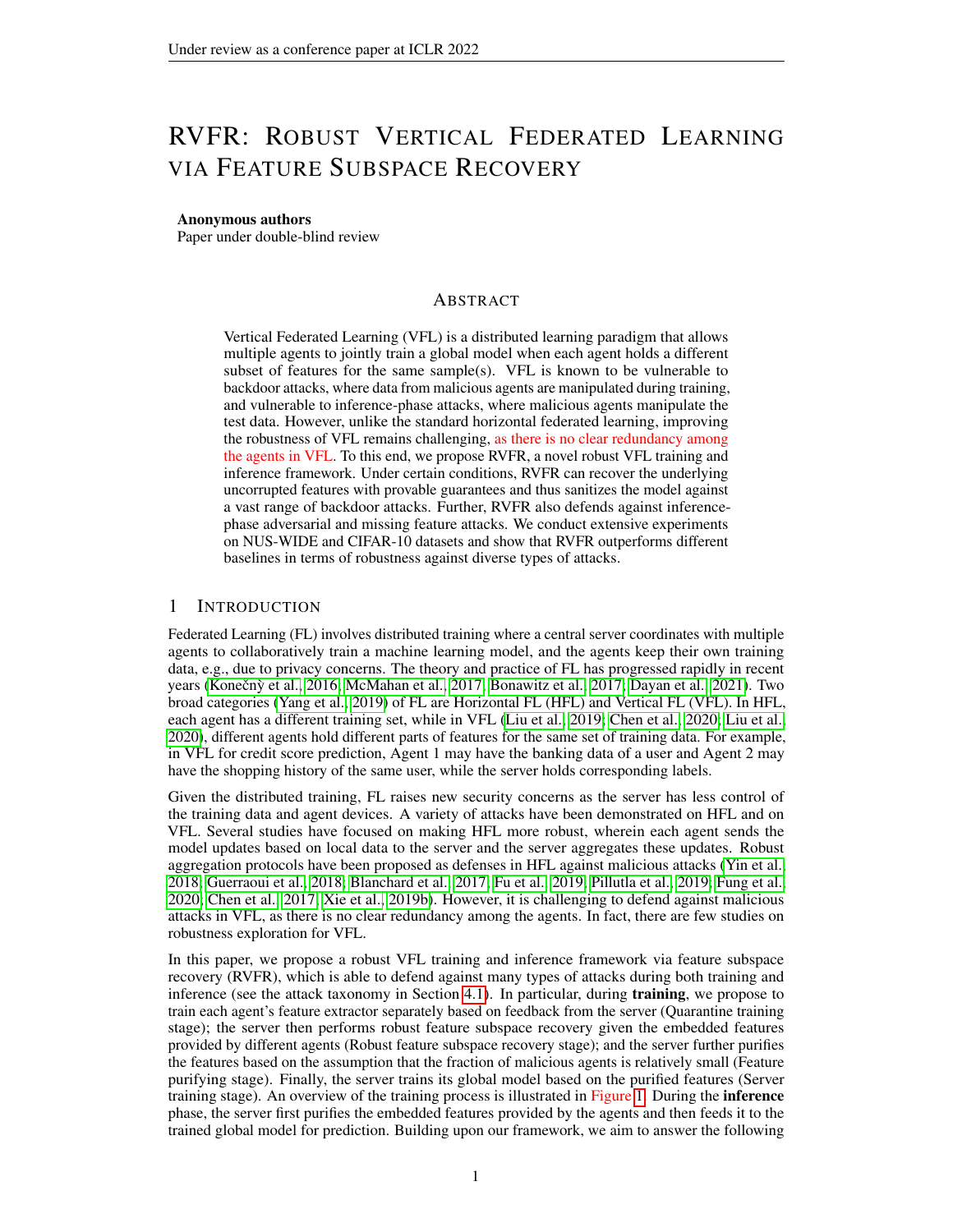# RVFR: Robust Vertical Federated Learning via Feature Subspace Recovery

**Anonymous authors**
Paper under double-blind review

## Abstract

Vertical Federated Learning (VFL) is a distributed learning paradigm that allows multiple agents to jointly train a global model when each agent holds a different subset of features for the same sample(s). VFL is known to be vulnerable to backdoor attacks, where data from malicious agents are manipulated during training, and vulnerable to inference-phase attacks, where malicious agents manipulate the test data. However, unlike the standard horizontal federated learning, improving the robustness of VFL remains challenging, as there is no clear redundancy among the agents in VFL. To this end, we propose RVFR, a novel robust VFL training and inference framework. Under certain conditions, RVFR can recover the underlying uncorrupted features with provable guarantees and thus sanitizes the model against a vast range of backdoor attacks. Further, RVFR also defends against inference-phase adversarial and missing feature attacks. We conduct extensive experiments on NUS-WIDE and CIFAR-10 datasets and show that RVFR outperforms different baselines in terms of robustness against diverse types of attacks.

## 1 Introduction

Federated Learning (FL) involves distributed training where a central server coordinates with multiple agents to collaboratively train a machine learning model, and the agents keep their own training data, e.g., due to privacy concerns. The theory and practice of FL has progressed rapidly in recent years (Konečnỳ et al., 2016; McMahan et al., 2017; Bonawitz et al., 2017; Dayan et al., 2021). Two broad categories (Yang et al., 2019) of FL are Horizontal FL (HFL) and Vertical FL (VFL). In HFL, each agent has a different training set, while in VFL (Liu et al., 2019; Chen et al., 2020; Liu et al., 2020), different agents hold different parts of features for the same set of training data. For example, in VFL for credit score prediction, Agent 1 may have the banking data of a user and Agent 2 may have the shopping history of the same user, while the server holds corresponding labels.

Given the distributed training, FL raises new security concerns as the server has less control of the training data and agent devices. A variety of attacks have been demonstrated on HFL and on VFL. Several studies have focused on making HFL more robust, wherein each agent sends the model updates based on local data to the server and the server aggregates these updates. Robust aggregation protocols have been proposed as defenses in HFL against malicious attacks (Yin et al., 2018; Guerraoui et al., 2018; Blanchard et al., 2017; Fu et al., 2019; Pillutla et al., 2019; Fung et al., 2020; Chen et al., 2017; Xie et al., 2019b). However, it is challenging to defend against malicious attacks in VFL, as there is no clear redundancy among the agents. In fact, there are few studies on robustness exploration for VFL.

In this paper, we propose a robust VFL training and inference framework via feature subspace recovery (RVFR), which is able to defend against many types of attacks during both training and inference (see the attack taxonomy in Section 4.1). In particular, during **training**, we propose to train each agent's feature extractor separately based on feedback from the server (Quarantine training stage); the server then performs robust feature subspace recovery given the embedded features provided by different agents (Robust feature subspace recovery stage); and the server further purifies the features based on the assumption that the fraction of malicious agents is relatively small (Feature purifying stage). Finally, the server trains its global model based on the purified features (Server training stage). An overview of the training process is illustrated in Figure 1. During the **inference** phase, the server first purifies the embedded features provided by the agents and then feeds it to the trained global model for prediction. Building upon our framework, we aim to answer the following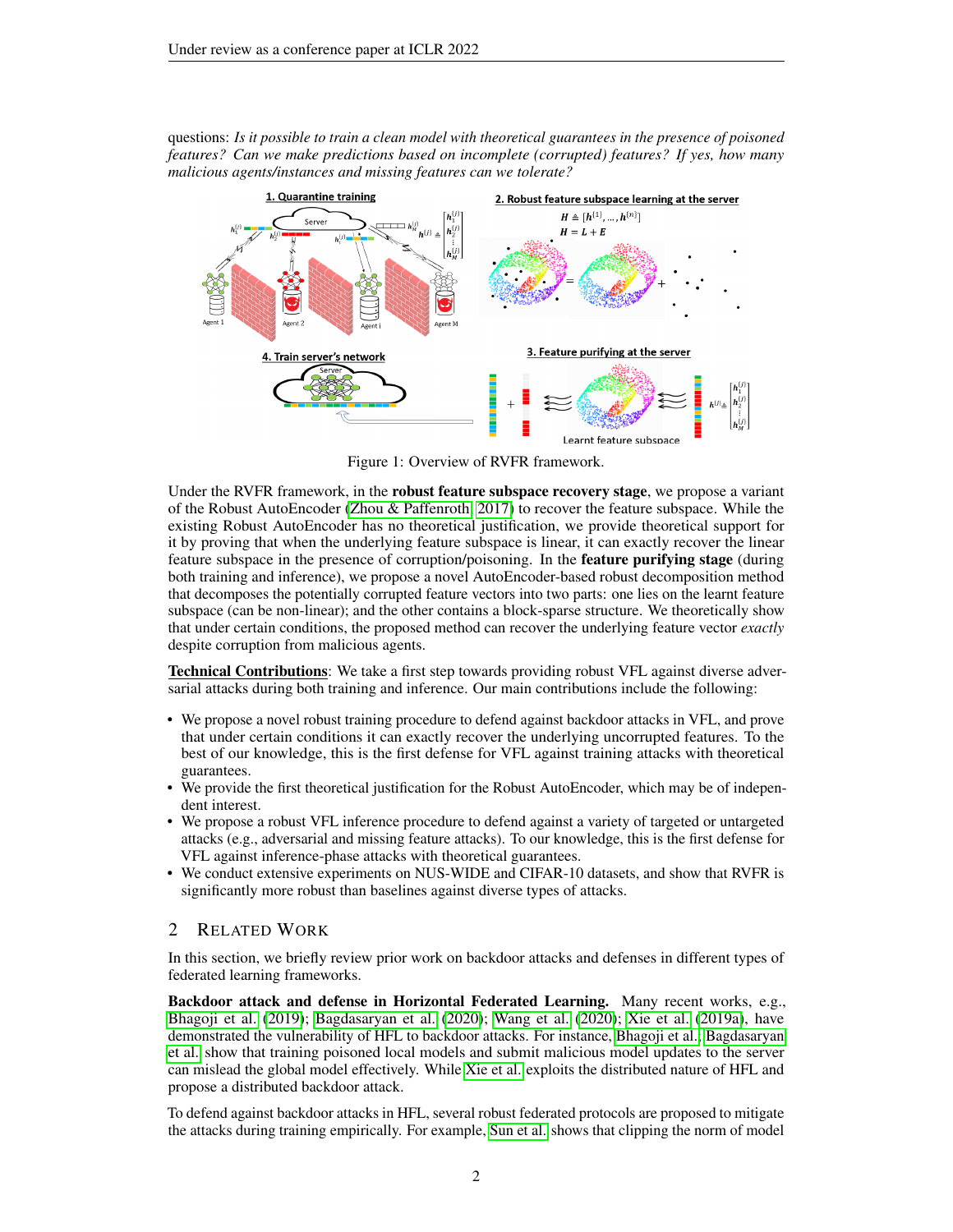questions: *Is it possible to train a clean model with theoretical guarantees in the presence of poisoned features? Can we make predictions based on incomplete (corrupted) features? If yes, how many malicious agents/instances and missing features can we tolerate?*

Figure 1: Overview of RVFR framework.

Under the RVFR framework, in the **robust feature subspace recovery stage**, we propose a variant of the Robust AutoEncoder (Zhou & Paffenroth, 2017) to recover the feature subspace. While the existing Robust AutoEncoder has no theoretical justification, we provide theoretical support for it by proving that when the underlying feature subspace is linear, it can exactly recover the linear feature subspace in the presence of corruption/poisoning. In the **feature purifying stage** (during both training and inference), we propose a novel AutoEncoder-based robust decomposition method that decomposes the potentially corrupted feature vectors into two parts: one lies on the learnt feature subspace (can be non-linear); and the other contains a block-sparse structure. We theoretically show that under certain conditions, the proposed method can recover the underlying feature vector *exactly* despite corruption from malicious agents.

**Technical Contributions**: We take a first step towards providing robust VFL against diverse adversarial attacks during both training and inference. Our main contributions include the following:

- We propose a novel robust training procedure to defend against backdoor attacks in VFL, and prove that under certain conditions it can exactly recover the underlying uncorrupted features. To the best of our knowledge, this is the first defense for VFL against training attacks with theoretical guarantees.
- We provide the first theoretical justification for the Robust AutoEncoder, which may be of independent interest.
- We propose a robust VFL inference procedure to defend against a variety of targeted or untargeted attacks (e.g., adversarial and missing feature attacks). To our knowledge, this is the first defense for VFL against inference-phase attacks with theoretical guarantees.
- We conduct extensive experiments on NUS-WIDE and CIFAR-10 datasets, and show that RVFR is significantly more robust than baselines against diverse types of attacks.

## 2 Related Work

In this section, we briefly review prior work on backdoor attacks and defenses in different types of federated learning frameworks.

**Backdoor attack and defense in Horizontal Federated Learning.** Many recent works, e.g., Bhagoji et al. (2019); Bagdasaryan et al. (2020); Wang et al. (2020); Xie et al. (2019a), have demonstrated the vulnerability of HFL to backdoor attacks. For instance, Bhagoji et al., Bagdasaryan et al. show that training poisoned local models and submit malicious model updates to the server can mislead the global model effectively. While Xie et al. exploits the distributed nature of HFL and propose a distributed backdoor attack.

To defend against backdoor attacks in HFL, several robust federated protocols are proposed to mitigate the attacks during training empirically. For example, Sun et al. shows that clipping the norm of model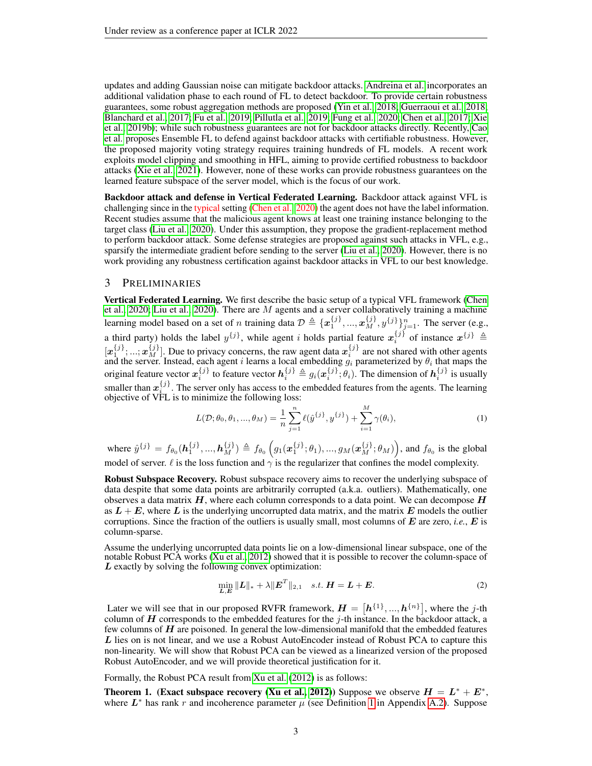updates and adding Gaussian noise can mitigate backdoor attacks. Andreina et al. incorporates an additional validation phase to each round of FL to detect backdoor. To provide certain robustness guarantees, some robust aggregation methods are proposed (Yin et al., 2018; Guerraoui et al., 2018; Blanchard et al., 2017; Fu et al., 2019; Pillutla et al., 2019; Fung et al., 2020; Chen et al., 2017; Xie et al., 2019b); while such robustness guarantees are not for backdoor attacks directly. Recently, Cao et al. proposes Ensemble FL to defend against backdoor attacks with certifiable robustness. However, the proposed majority voting strategy requires training hundreds of FL models. A recent work exploits model clipping and smoothing in HFL, aiming to provide certified robustness to backdoor attacks (Xie et al., 2021). However, none of these works can provide robustness guarantees on the learned feature subspace of the server model, which is the focus of our work.

**Backdoor attack and defense in Vertical Federated Learning.** Backdoor attack against VFL is challenging since in the typical setting (Chen et al., 2020) the agent does not have the label information. Recent studies assume that the malicious agent knows at least one training instance belonging to the target class (Liu et al., 2020). Under this assumption, they propose the gradient-replacement method to perform backdoor attack. Some defense strategies are proposed against such attacks in VFL, e.g., sparsify the intermediate gradient before sending to the server (Liu et al., 2020). However, there is no work providing any robustness certification against backdoor attacks in VFL to our best knowledge.

## 3 Preliminaries

**Vertical Federated Learning.** We first describe the basic setup of a typical VFL framework (Chen et al., 2020; Liu et al., 2020). There are $M$ agents and a server collaboratively training a machine learning model based on a set of $n$ training data $\mathcal{D} \triangleq \{\boldsymbol{x}_1^{\{j\}}, ..., \boldsymbol{x}_M^{\{j\}}, y^{\{j\}}\}_{j=1}^n$. The server (e.g., a third party) holds the label $y^{\{j\}}$, while agent $i$ holds partial feature $\boldsymbol{x}_i^{\{j\}}$ of instance $\boldsymbol{x}^{\{j\}} \triangleq [\boldsymbol{x}_1^{\{j\}}; ...; \boldsymbol{x}_M^{\{j\}}]$. Due to privacy concerns, the raw agent data $\boldsymbol{x}_i^{\{j\}}$ are not shared with other agents and the server. Instead, each agent $i$ learns a local embedding $g_i$ parameterized by $\theta_i$ that maps the original feature vector $\boldsymbol{x}_i^{\{j\}}$ to feature vector $\boldsymbol{h}_i^{\{j\}} \triangleq g_i(\boldsymbol{x}_i^{\{j\}}; \theta_i)$. The dimension of $\boldsymbol{h}_i^{\{j\}}$ is usually smaller than $\boldsymbol{x}_i^{\{j\}}$. The server only has access to the embedded features from the agents. The learning objective of VFL is to minimize the following loss:

$$L(\mathcal{D}; \theta_0, \theta_1, ..., \theta_M) = \frac{1}{n}\sum_{j=1}^{n} \ell(\hat{y}^{\{j\}}, y^{\{j\}}) + \sum_{i=1}^{M} \gamma(\theta_i), \tag{1}$$

where $\hat{y}^{\{j\}} = f_{\theta_0}(\boldsymbol{h}_1^{\{j\}}, ..., \boldsymbol{h}_M^{\{j\}}) \triangleq f_{\theta_0}\left(g_1(\boldsymbol{x}_1^{\{j\}}; \theta_1), ..., g_M(\boldsymbol{x}_M^{\{j\}}; \theta_M)\right)$, and $f_{\theta_0}$ is the global model of server. $\ell$ is the loss function and $\gamma$ is the regularizer that confines the model complexity.

**Robust Subspace Recovery.** Robust subspace recovery aims to recover the underlying subspace of data despite that some data points are arbitrarily corrupted (a.k.a. outliers). Mathematically, one observes a data matrix $\boldsymbol{H}$, where each column corresponds to a data point. We can decompose $\boldsymbol{H}$ as $\boldsymbol{L} + \boldsymbol{E}$, where $\boldsymbol{L}$ is the underlying uncorrupted data matrix, and the matrix $\boldsymbol{E}$ models the outlier corruptions. Since the fraction of the outliers is usually small, most columns of $\boldsymbol{E}$ are zero, *i.e.*, $\boldsymbol{E}$ is column-sparse.

Assume the underlying uncorrupted data points lie on a low-dimensional linear subspace, one of the notable Robust PCA works (Xu et al., 2012) showed that it is possible to recover the column-space of $\boldsymbol{L}$ exactly by solving the following convex optimization:

$$\min_{\boldsymbol{L},\boldsymbol{E}} \|\boldsymbol{L}\|_* + \lambda\|\boldsymbol{E}^T\|_{2,1} \quad s.t.\ \boldsymbol{H} = \boldsymbol{L} + \boldsymbol{E}. \tag{2}$$

Later we will see that in our proposed RVFR framework, $\boldsymbol{H} = \left[\boldsymbol{h}^{\{1\}}, ..., \boldsymbol{h}^{\{n\}}\right]$, where the $j$-th column of $\boldsymbol{H}$ corresponds to the embedded features for the $j$-th instance. In the backdoor attack, a few columns of $\boldsymbol{H}$ are poisoned. In general the low-dimensional manifold that the embedded features $\boldsymbol{L}$ lies on is not linear, and we use a Robust AutoEncoder instead of Robust PCA to capture this non-linearity. We will show that Robust PCA can be viewed as a linearized version of the proposed Robust AutoEncoder, and we will provide theoretical justification for it.

Formally, the Robust PCA result from Xu et al. (2012) is as follows:

**Theorem 1. (Exact subspace recovery (Xu et al., 2012))** Suppose we observe $\boldsymbol{H} = \boldsymbol{L}^* + \boldsymbol{E}^*$, where $\boldsymbol{L}^*$ has rank $r$ and incoherence parameter $\mu$ (see Definition 1 in Appendix A.2). Suppose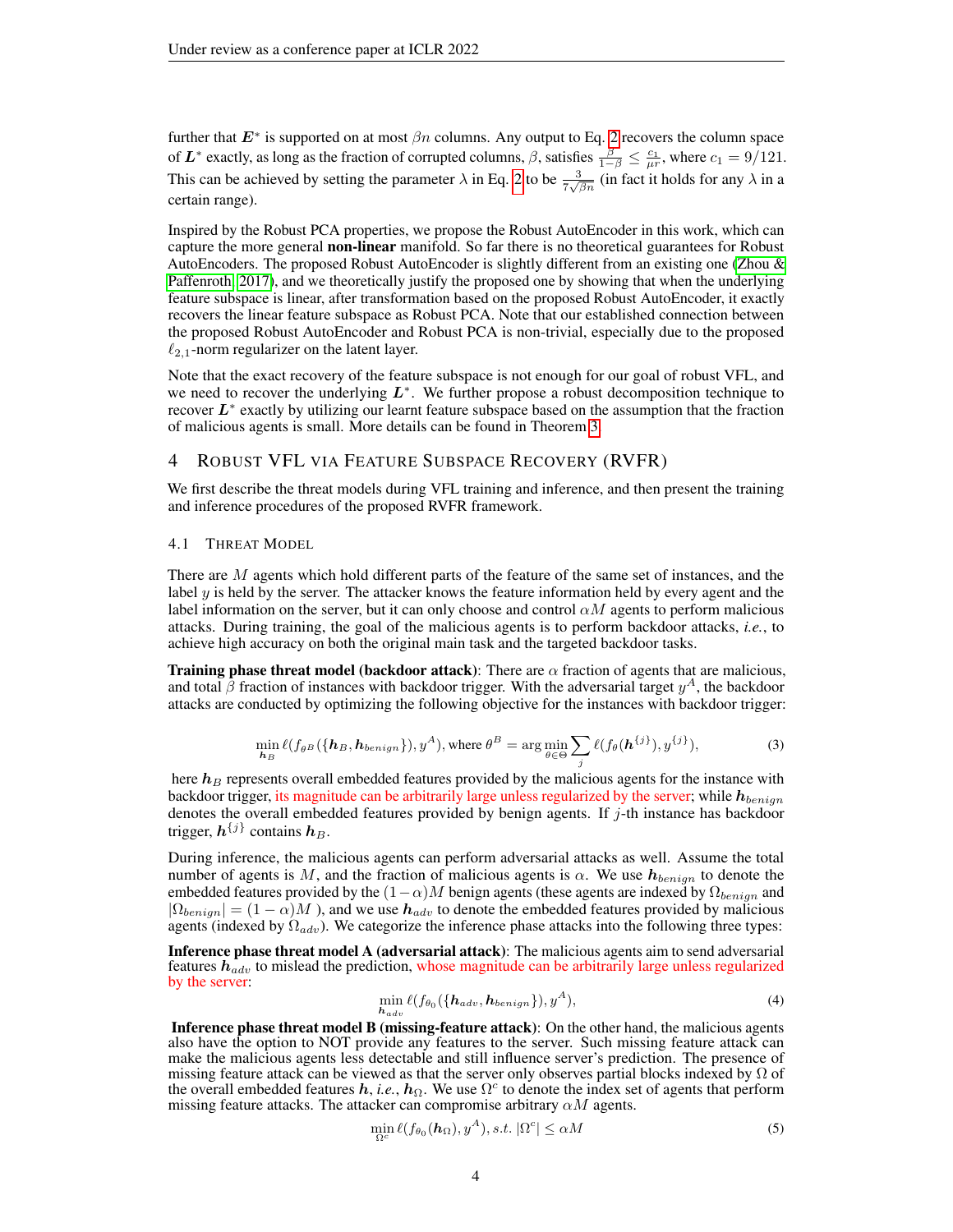further that $\boldsymbol{E}^*$ is supported on at most $\beta n$ columns. Any output to Eq. 2 recovers the column space of $\boldsymbol{L}^*$ exactly, as long as the fraction of corrupted columns, $\beta$, satisfies $\frac{\beta}{1-\beta} \leq \frac{c_1}{\mu r}$, where $c_1 = 9/121$. This can be achieved by setting the parameter $\lambda$ in Eq. 2 to be $\frac{3}{7\sqrt{\beta n}}$ (in fact it holds for any $\lambda$ in a certain range).

Inspired by the Robust PCA properties, we propose the Robust AutoEncoder in this work, which can capture the more general **non-linear** manifold. So far there is no theoretical guarantees for Robust AutoEncoders. The proposed Robust AutoEncoder is slightly different from an existing one (Zhou & Paffenroth, 2017), and we theoretically justify the proposed one by showing that when the underlying feature subspace is linear, after transformation based on the proposed Robust AutoEncoder, it exactly recovers the linear feature subspace as Robust PCA. Note that our established connection between the proposed Robust AutoEncoder and Robust PCA is non-trivial, especially due to the proposed $\ell_{2,1}$-norm regularizer on the latent layer.

Note that the exact recovery of the feature subspace is not enough for our goal of robust VFL, and we need to recover the underlying $\boldsymbol{L}^*$. We further propose a robust decomposition technique to recover $\boldsymbol{L}^*$ exactly by utilizing our learnt feature subspace based on the assumption that the fraction of malicious agents is small. More details can be found in Theorem 3.

# 4 Robust VFL via Feature Subspace Recovery (RVFR)

We first describe the threat models during VFL training and inference, and then present the training and inference procedures of the proposed RVFR framework.

## 4.1 Threat Model

There are $M$ agents which hold different parts of the feature of the same set of instances, and the label $y$ is held by the server. The attacker knows the feature information held by every agent and the label information on the server, but it can only choose and control $\alpha M$ agents to perform malicious attacks. During training, the goal of the malicious agents is to perform backdoor attacks, *i.e.*, to achieve high accuracy on both the original main task and the targeted backdoor tasks.

**Training phase threat model (backdoor attack)**: There are $\alpha$ fraction of agents that are malicious, and total $\beta$ fraction of instances with backdoor trigger. With the adversarial target $y^A$, the backdoor attacks are conducted by optimizing the following objective for the instances with backdoor trigger:

$$\min_{\boldsymbol{h}_B} \ell(f_{\theta^B}(\{\boldsymbol{h}_B, \boldsymbol{h}_{benign}\}), y^A), \text{ where } \theta^B = \arg\min_{\theta \in \Theta} \sum_j \ell(f_\theta(\boldsymbol{h}^{\{j\}}), y^{\{j\}}), \tag{3}$$

here $\boldsymbol{h}_B$ represents overall embedded features provided by the malicious agents for the instance with backdoor trigger, its magnitude can be arbitrarily large unless regularized by the server; while $\boldsymbol{h}_{benign}$ denotes the overall embedded features provided by benign agents. If $j$-th instance has backdoor trigger, $\boldsymbol{h}^{\{j\}}$ contains $\boldsymbol{h}_B$.

During inference, the malicious agents can perform adversarial attacks as well. Assume the total number of agents is $M$, and the fraction of malicious agents is $\alpha$. We use $\boldsymbol{h}_{benign}$ to denote the embedded features provided by the $(1-\alpha)M$ benign agents (these agents are indexed by $\Omega_{benign}$ and $|\Omega_{benign}| = (1-\alpha)M$ ), and we use $\boldsymbol{h}_{adv}$ to denote the embedded features provided by malicious agents (indexed by $\Omega_{adv}$). We categorize the inference phase attacks into the following three types:

**Inference phase threat model A (adversarial attack)**: The malicious agents aim to send adversarial features $\boldsymbol{h}_{adv}$ to mislead the prediction, whose magnitude can be arbitrarily large unless regularized by the server:

$$\min_{\boldsymbol{h}_{adv}} \ell(f_{\theta_0}(\{\boldsymbol{h}_{adv}, \boldsymbol{h}_{benign}\}), y^A), \tag{4}$$

**Inference phase threat model B (missing-feature attack)**: On the other hand, the malicious agents also have the option to NOT provide any features to the server. Such missing feature attack can make the malicious agents less detectable and still influence server's prediction. The presence of missing feature attack can be viewed as that the server only observes partial blocks indexed by $\Omega$ of the overall embedded features $\boldsymbol{h}$, *i.e.*, $\boldsymbol{h}_\Omega$. We use $\Omega^c$ to denote the index set of agents that perform missing feature attacks. The attacker can compromise arbitrary $\alpha M$ agents.

$$\min_{\Omega^c} \ell(f_{\theta_0}(\boldsymbol{h}_\Omega), y^A), s.t. \ |\Omega^c| \leq \alpha M \tag{5}$$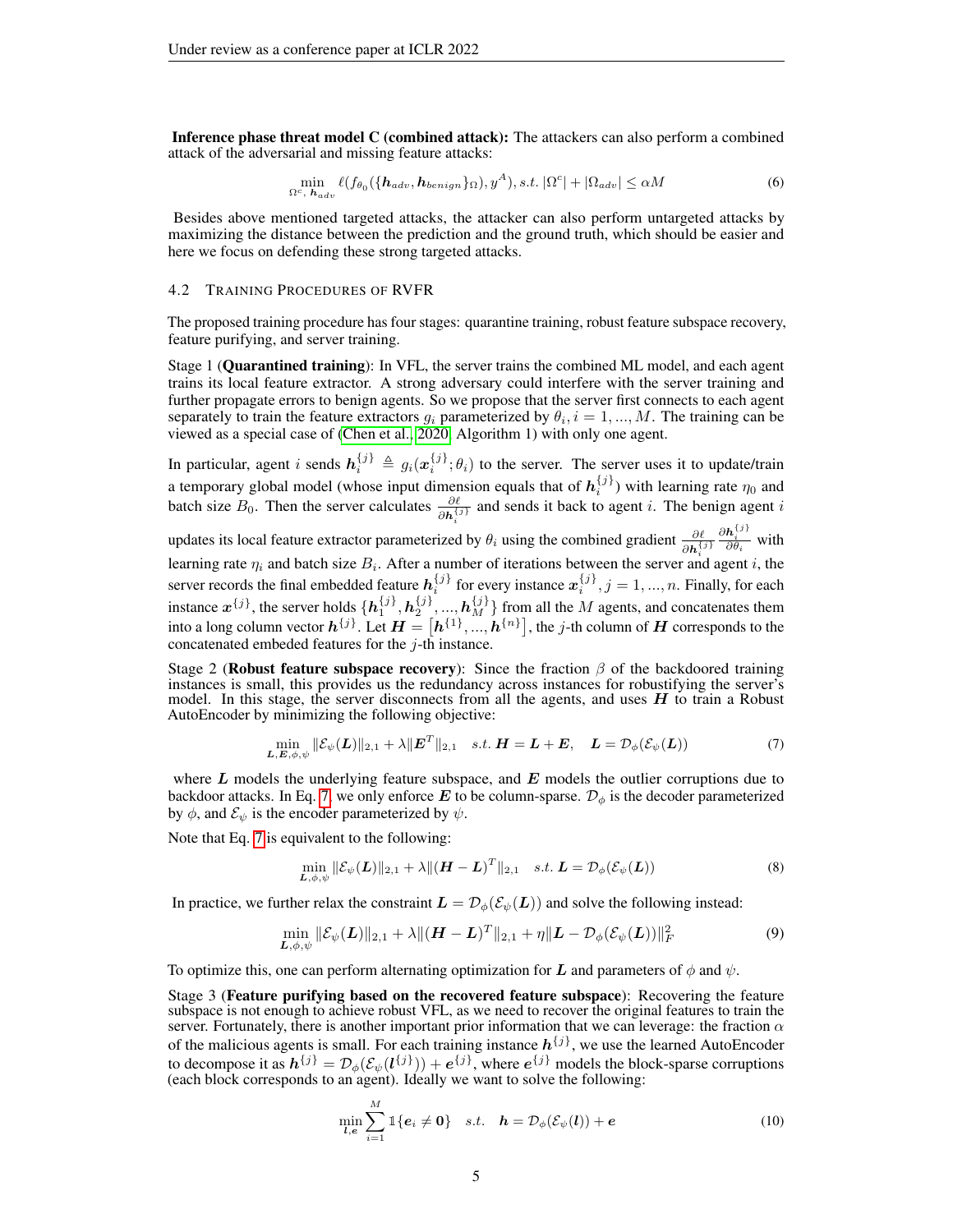**Inference phase threat model C (combined attack):** The attackers can also perform a combined attack of the adversarial and missing feature attacks:

$$\min_{\Omega^c,\, \boldsymbol{h}_{adv}} \ell(f_{\theta_0}(\{\boldsymbol{h}_{adv}, \boldsymbol{h}_{benign}\}_\Omega), y^A), s.t. |\Omega^c| + |\Omega_{adv}| \leq \alpha M \tag{6}$$

Besides above mentioned targeted attacks, the attacker can also perform untargeted attacks by maximizing the distance between the prediction and the ground truth, which should be easier and here we focus on defending these strong targeted attacks.

### 4.2 Training Procedures of RVFR

The proposed training procedure has four stages: quarantine training, robust feature subspace recovery, feature purifying, and server training.

Stage 1 (**Quarantined training**): In VFL, the server trains the combined ML model, and each agent trains its local feature extractor. A strong adversary could interfere with the server training and further propagate errors to benign agents. So we propose that the server first connects to each agent separately to train the feature extractors $g_i$ parameterized by $\theta_i, i = 1, ..., M$. The training can be viewed as a special case of (Chen et al., 2020, Algorithm 1) with only one agent.

In particular, agent $i$ sends $\boldsymbol{h}_i^{\{j\}} \triangleq g_i(\boldsymbol{x}_i^{\{j\}}; \theta_i)$ to the server. The server uses it to update/train a temporary global model (whose input dimension equals that of $\boldsymbol{h}_i^{\{j\}}$) with learning rate $\eta_0$ and batch size $B_0$. Then the server calculates $\frac{\partial \ell}{\partial \boldsymbol{h}_i^{\{j\}}}$ and sends it back to agent $i$. The benign agent $i$ updates its local feature extractor parameterized by $\theta_i$ using the combined gradient $\frac{\partial \ell}{\partial \boldsymbol{h}_i^{\{j\}}} \frac{\partial \boldsymbol{h}_i^{\{j\}}}{\partial \theta_i}$ with learning rate $\eta_i$ and batch size $B_i$. After a number of iterations between the server and agent $i$, the server records the final embedded feature $\boldsymbol{h}_i^{\{j\}}$ for every instance $\boldsymbol{x}_i^{\{j\}}, j = 1, ..., n$. Finally, for each instance $\boldsymbol{x}^{\{j\}}$, the server holds $\{\boldsymbol{h}_1^{\{j\}}, \boldsymbol{h}_2^{\{j\}}, ..., \boldsymbol{h}_M^{\{j\}}\}$ from all the $M$ agents, and concatenates them into a long column vector $\boldsymbol{h}^{\{j\}}$. Let $\boldsymbol{H} = \left[\boldsymbol{h}^{\{1\}}, ..., \boldsymbol{h}^{\{n\}}\right]$, the $j$-th column of $\boldsymbol{H}$ corresponds to the concatenated embeded features for the $j$-th instance.

Stage 2 (**Robust feature subspace recovery**): Since the fraction $\beta$ of the backdoored training instances is small, this provides us the redundancy across instances for robustifying the server's model. In this stage, the server disconnects from all the agents, and uses $\boldsymbol{H}$ to train a Robust AutoEncoder by minimizing the following objective:

$$\min_{\boldsymbol{L}, \boldsymbol{E}, \phi, \psi} \|\mathcal{E}_\psi(\boldsymbol{L})\|_{2,1} + \lambda \|\boldsymbol{E}^T\|_{2,1} \quad s.t. \, \boldsymbol{H} = \boldsymbol{L} + \boldsymbol{E}, \quad \boldsymbol{L} = \mathcal{D}_\phi(\mathcal{E}_\psi(\boldsymbol{L})) \tag{7}$$

where $\boldsymbol{L}$ models the underlying feature subspace, and $\boldsymbol{E}$ models the outlier corruptions due to backdoor attacks. In Eq. 7, we only enforce $\boldsymbol{E}$ to be column-sparse. $\mathcal{D}_\phi$ is the decoder parameterized by $\phi$, and $\mathcal{E}_\psi$ is the encoder parameterized by $\psi$.

Note that Eq. 7 is equivalent to the following:

$$\min_{\boldsymbol{L}, \phi, \psi} \|\mathcal{E}_\psi(\boldsymbol{L})\|_{2,1} + \lambda \|(\boldsymbol{H} - \boldsymbol{L})^T\|_{2,1} \quad s.t. \, \boldsymbol{L} = \mathcal{D}_\phi(\mathcal{E}_\psi(\boldsymbol{L})) \tag{8}$$

In practice, we further relax the constraint $\boldsymbol{L} = \mathcal{D}_\phi(\mathcal{E}_\psi(\boldsymbol{L}))$ and solve the following instead:

$$\min_{\boldsymbol{L}, \phi, \psi} \|\mathcal{E}_\psi(\boldsymbol{L})\|_{2,1} + \lambda \|(\boldsymbol{H} - \boldsymbol{L})^T\|_{2,1} + \eta \|\boldsymbol{L} - \mathcal{D}_\phi(\mathcal{E}_\psi(\boldsymbol{L}))\|_F^2 \tag{9}$$

To optimize this, one can perform alternating optimization for $\boldsymbol{L}$ and parameters of $\phi$ and $\psi$.

Stage 3 (**Feature purifying based on the recovered feature subspace**): Recovering the feature subspace is not enough to achieve robust VFL, as we need to recover the original features to train the server. Fortunately, there is another important prior information that we can leverage: the fraction $\alpha$ of the malicious agents is small. For each training instance $\boldsymbol{h}^{\{j\}}$, we use the learned AutoEncoder to decompose it as $\boldsymbol{h}^{\{j\}} = \mathcal{D}_\phi(\mathcal{E}_\psi(\boldsymbol{l}^{\{j\}})) + \boldsymbol{e}^{\{j\}}$, where $\boldsymbol{e}^{\{j\}}$ models the block-sparse corruptions (each block corresponds to an agent). Ideally we want to solve the following:

$$\min_{\boldsymbol{l}, \boldsymbol{e}} \sum_{i=1}^{M} \mathbb{1}\{\boldsymbol{e}_i \neq \boldsymbol{0}\} \quad s.t. \quad \boldsymbol{h} = \mathcal{D}_\phi(\mathcal{E}_\psi(\boldsymbol{l})) + \boldsymbol{e} \tag{10}$$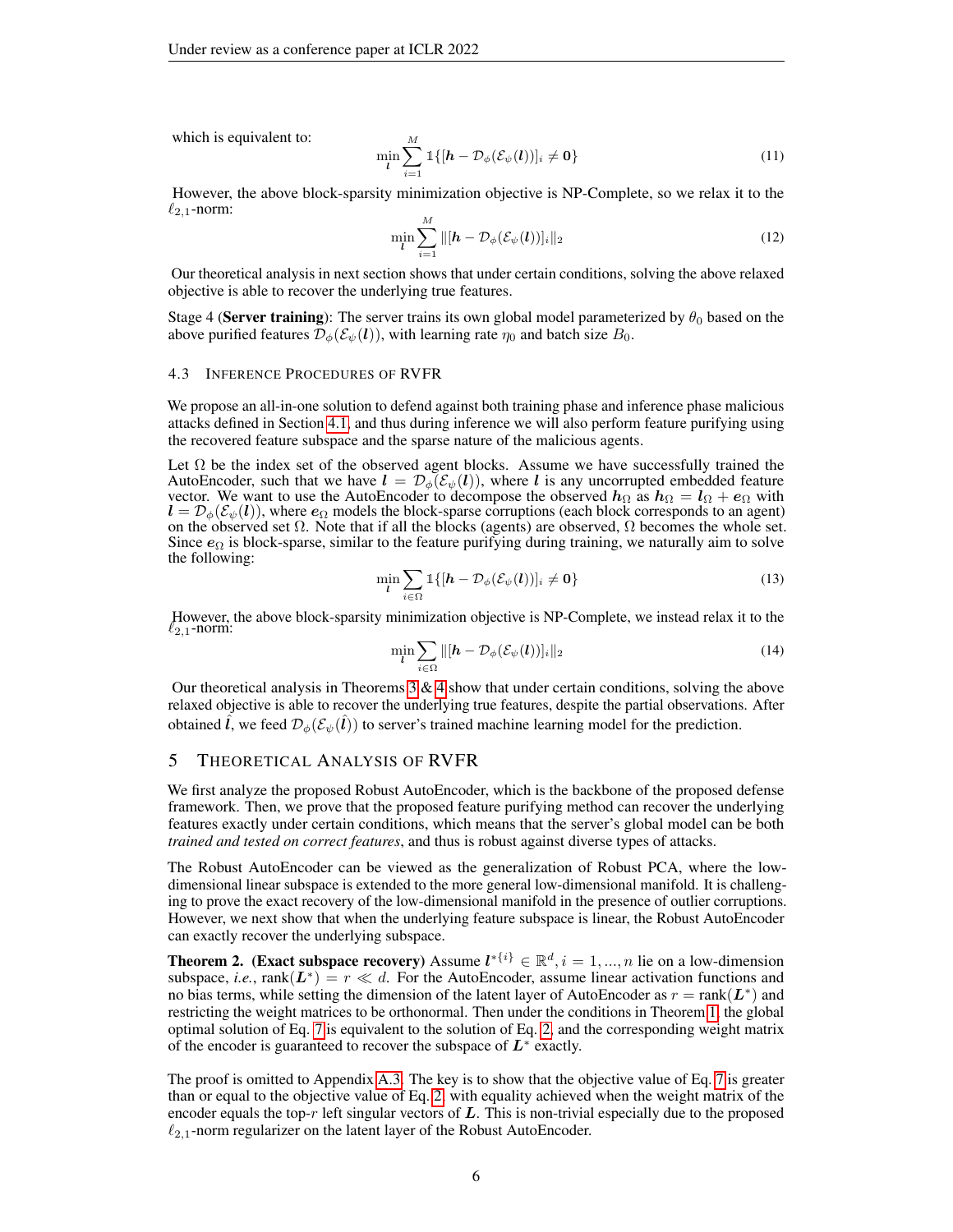which is equivalent to:

$$\min_{\boldsymbol{l}} \sum_{i=1}^{M} \mathbb{1}\{[\boldsymbol{h} - \mathcal{D}_\phi(\mathcal{E}_\psi(\boldsymbol{l}))]_i \neq \boldsymbol{0}\} \tag{11}$$

However, the above block-sparsity minimization objective is NP-Complete, so we relax it to the $\ell_{2,1}$-norm:

$$\min_{\boldsymbol{l}} \sum_{i=1}^{M} \|[\boldsymbol{h} - \mathcal{D}_\phi(\mathcal{E}_\psi(\boldsymbol{l}))]_i\|_2 \tag{12}$$

Our theoretical analysis in next section shows that under certain conditions, solving the above relaxed objective is able to recover the underlying true features.

Stage 4 (**Server training**): The server trains its own global model parameterized by $\theta_0$ based on the above purified features $\mathcal{D}_\phi(\mathcal{E}_\psi(\boldsymbol{l}))$, with learning rate $\eta_0$ and batch size $B_0$.

### 4.3 Inference Procedures of RVFR

We propose an all-in-one solution to defend against both training phase and inference phase malicious attacks defined in Section 4.1, and thus during inference we will also perform feature purifying using the recovered feature subspace and the sparse nature of the malicious agents.

Let $\Omega$ be the index set of the observed agent blocks. Assume we have successfully trained the AutoEncoder, such that we have $\boldsymbol{l} = \mathcal{D}_\phi(\mathcal{E}_\psi(\boldsymbol{l}))$, where $\boldsymbol{l}$ is any uncorrupted embedded feature vector. We want to use the AutoEncoder to decompose the observed $\boldsymbol{h}_\Omega$ as $\boldsymbol{h}_\Omega = \boldsymbol{l}_\Omega + \boldsymbol{e}_\Omega$ with $\boldsymbol{l} = \mathcal{D}_\phi(\mathcal{E}_\psi(\boldsymbol{l}))$, where $\boldsymbol{e}_\Omega$ models the block-sparse corruptions (each block corresponds to an agent) on the observed set $\Omega$. Note that if all the blocks (agents) are observed, $\Omega$ becomes the whole set. Since $\boldsymbol{e}_\Omega$ is block-sparse, similar to the feature purifying during training, we naturally aim to solve the following:

$$\min_{\boldsymbol{l}} \sum_{i \in \Omega} \mathbb{1}\{[\boldsymbol{h} - \mathcal{D}_\phi(\mathcal{E}_\psi(\boldsymbol{l}))]_i \neq \boldsymbol{0}\} \tag{13}$$

However, the above block-sparsity minimization objective is NP-Complete, we instead relax it to the $\ell_{2,1}$-norm:

$$\min_{\boldsymbol{l}} \sum_{i \in \Omega} \|[\boldsymbol{h} - \mathcal{D}_\phi(\mathcal{E}_\psi(\boldsymbol{l}))]_i\|_2 \tag{14}$$

Our theoretical analysis in Theorems 3 & 4 show that under certain conditions, solving the above relaxed objective is able to recover the underlying true features, despite the partial observations. After obtained $\hat{\boldsymbol{l}}$, we feed $\mathcal{D}_\phi(\mathcal{E}_\psi(\hat{\boldsymbol{l}}))$ to server's trained machine learning model for the prediction.

## 5 Theoretical Analysis of RVFR

We first analyze the proposed Robust AutoEncoder, which is the backbone of the proposed defense framework. Then, we prove that the proposed feature purifying method can recover the underlying features exactly under certain conditions, which means that the server's global model can be both *trained and tested on correct features*, and thus is robust against diverse types of attacks.

The Robust AutoEncoder can be viewed as the generalization of Robust PCA, where the low-dimensional linear subspace is extended to the more general low-dimensional manifold. It is challenging to prove the exact recovery of the low-dimensional manifold in the presence of outlier corruptions. However, we next show that when the underlying feature subspace is linear, the Robust AutoEncoder can exactly recover the underlying subspace.

**Theorem 2.** **(Exact subspace recovery)** Assume $\boldsymbol{l}^{*\{i\}} \in \mathbb{R}^d, i = 1, ..., n$ lie on a low-dimension subspace, *i.e.*, $\text{rank}(\boldsymbol{L}^*) = r \ll d$. For the AutoEncoder, assume linear activation functions and no bias terms, while setting the dimension of the latent layer of AutoEncoder as $r = \text{rank}(\boldsymbol{L}^*)$ and restricting the weight matrices to be orthonormal. Then under the conditions in Theorem 1, the global optimal solution of Eq. 7 is equivalent to the solution of Eq. 2, and the corresponding weight matrix of the encoder is guaranteed to recover the subspace of $\boldsymbol{L}^*$ exactly.

The proof is omitted to Appendix A.3. The key is to show that the objective value of Eq. 7 is greater than or equal to the objective value of Eq. 2, with equality achieved when the weight matrix of the encoder equals the top-$r$ left singular vectors of $\boldsymbol{L}$. This is non-trivial especially due to the proposed $\ell_{2,1}$-norm regularizer on the latent layer of the Robust AutoEncoder.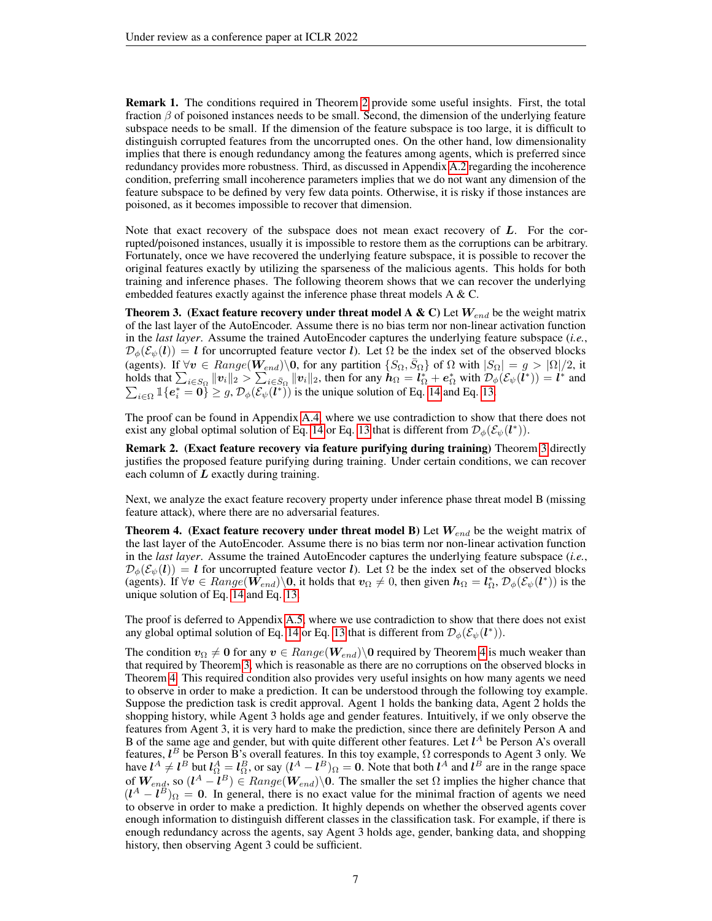**Remark 1.** The conditions required in Theorem 2 provide some useful insights. First, the total fraction $\beta$ of poisoned instances needs to be small. Second, the dimension of the underlying feature subspace needs to be small. If the dimension of the feature subspace is too large, it is difficult to distinguish corrupted features from the uncorrupted ones. On the other hand, low dimensionality implies that there is enough redundancy among the features among agents, which is preferred since redundancy provides more robustness. Third, as discussed in Appendix A.2 regarding the incoherence condition, preferring small incoherence parameters implies that we do not want any dimension of the feature subspace to be defined by very few data points. Otherwise, it is risky if those instances are poisoned, as it becomes impossible to recover that dimension.

Note that exact recovery of the subspace does not mean exact recovery of $\boldsymbol{L}$. For the corrupted/poisoned instances, usually it is impossible to restore them as the corruptions can be arbitrary. Fortunately, once we have recovered the underlying feature subspace, it is possible to recover the original features exactly by utilizing the sparseness of the malicious agents. This holds for both training and inference phases. The following theorem shows that we can recover the underlying embedded features exactly against the inference phase threat models A & C.

**Theorem 3. (Exact feature recovery under threat model A & C)** Let $\boldsymbol{W}_{end}$ be the weight matrix of the last layer of the AutoEncoder. Assume there is no bias term nor non-linear activation function in the *last layer*. Assume the trained AutoEncoder captures the underlying feature subspace (*i.e.*, $\mathcal{D}_\phi(\mathcal{E}_\psi(\boldsymbol{l})) = \boldsymbol{l}$ for uncorrupted feature vector $\boldsymbol{l}$). Let $\Omega$ be the index set of the observed blocks (agents). If $\forall \boldsymbol{v} \in Range(\boldsymbol{W}_{end})\backslash\boldsymbol{0}$, for any partition $\{S_\Omega, \bar{S}_\Omega\}$ of $\Omega$ with $|S_\Omega| = g > |\Omega|/2$, it holds that $\sum_{i \in S_\Omega} \|\boldsymbol{v}_i\|_2 > \sum_{i \in \bar{S}_\Omega} \|\boldsymbol{v}_i\|_2$, then for any $\boldsymbol{h}_\Omega = \boldsymbol{l}^*_\Omega + \boldsymbol{e}^*_\Omega$ with $\mathcal{D}_\phi(\mathcal{E}_\psi(\boldsymbol{l}^*)) = \boldsymbol{l}^*$ and $\sum_{i\in\Omega} \mathbb{1}\{\boldsymbol{e}^*_i = \boldsymbol{0}\} \geq g$, $\mathcal{D}_\phi(\mathcal{E}_\psi(\boldsymbol{l}^*))$ is the unique solution of Eq. 14 and Eq. 13.

The proof can be found in Appendix A.4, where we use contradiction to show that there does not exist any global optimal solution of Eq. 14 or Eq. 13 that is different from $\mathcal{D}_\phi(\mathcal{E}_\psi(\boldsymbol{l}^*))$.

**Remark 2. (Exact feature recovery via feature purifying during training)** Theorem 3 directly justifies the proposed feature purifying during training. Under certain conditions, we can recover each column of $\boldsymbol{L}$ exactly during training.

Next, we analyze the exact feature recovery property under inference phase threat model B (missing feature attack), where there are no adversarial features.

**Theorem 4. (Exact feature recovery under threat model B)** Let $\boldsymbol{W}_{end}$ be the weight matrix of the last layer of the AutoEncoder. Assume there is no bias term nor non-linear activation function in the *last layer*. Assume the trained AutoEncoder captures the underlying feature subspace (*i.e.*, $\mathcal{D}_\phi(\mathcal{E}_\psi(\boldsymbol{l})) = \boldsymbol{l}$ for uncorrupted feature vector $\boldsymbol{l}$). Let $\Omega$ be the index set of the observed blocks (agents). If $\forall \boldsymbol{v} \in Range(\boldsymbol{W}_{end})\backslash\boldsymbol{0}$, it holds that $\boldsymbol{v}_\Omega \neq 0$, then given $\boldsymbol{h}_\Omega = \boldsymbol{l}^*_\Omega$, $\mathcal{D}_\phi(\mathcal{E}_\psi(\boldsymbol{l}^*))$ is the unique solution of Eq. 14 and Eq. 13.

The proof is deferred to Appendix A.5, where we use contradiction to show that there does not exist any global optimal solution of Eq. 14 or Eq. 13 that is different from $\mathcal{D}_\phi(\mathcal{E}_\psi(\boldsymbol{l}^*))$.

The condition $\boldsymbol{v}_\Omega \neq \boldsymbol{0}$ for any $\boldsymbol{v} \in Range(\boldsymbol{W}_{end})\backslash\boldsymbol{0}$ required by Theorem 4 is much weaker than that required by Theorem 3, which is reasonable as there are no corruptions on the observed blocks in Theorem 4. This required condition also provides very useful insights on how many agents we need to observe in order to make a prediction. It can be understood through the following toy example. Suppose the prediction task is credit approval. Agent 1 holds the banking data, Agent 2 holds the shopping history, while Agent 3 holds age and gender features. Intuitively, if we only observe the features from Agent 3, it is very hard to make the prediction, since there are definitely Person A and B of the same age and gender, but with quite different other features. Let $\boldsymbol{l}^A$ be Person A's overall features, $\boldsymbol{l}^B$ be Person B's overall features. In this toy example, $\Omega$ corresponds to Agent 3 only. We have $\boldsymbol{l}^A \neq \boldsymbol{l}^B$ but $\boldsymbol{l}^A_\Omega = \boldsymbol{l}^B_\Omega$, or say $(\boldsymbol{l}^A - \boldsymbol{l}^B)_\Omega = \boldsymbol{0}$. Note that both $\boldsymbol{l}^A$ and $\boldsymbol{l}^B$ are in the range space of $\boldsymbol{W}_{end}$, so $(\boldsymbol{l}^A - \boldsymbol{l}^B) \in Range(\boldsymbol{W}_{end})\backslash\boldsymbol{0}$. The smaller the set $\Omega$ implies the higher chance that $(\boldsymbol{l}^A - \boldsymbol{l}^B)_\Omega = \boldsymbol{0}$. In general, there is no exact value for the minimal fraction of agents we need to observe in order to make a prediction. It highly depends on whether the observed agents cover enough information to distinguish different classes in the classification task. For example, if there is enough redundancy across the agents, say Agent 3 holds age, gender, banking data, and shopping history, then observing Agent 3 could be sufficient.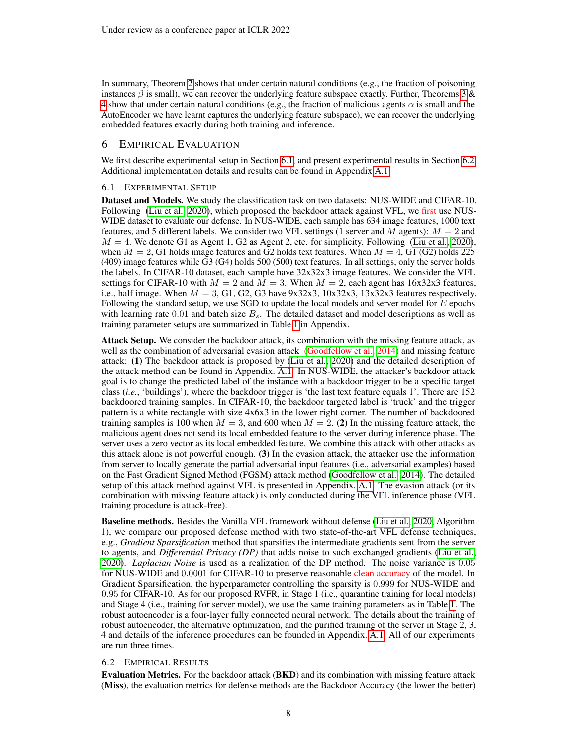In summary, Theorem 2 shows that under certain natural conditions (e.g., the fraction of poisoning instances $\beta$ is small), we can recover the underlying feature subspace exactly. Further, Theorems 3 & 4 show that under certain natural conditions (e.g., the fraction of malicious agents $\alpha$ is small and the AutoEncoder we have learnt captures the underlying feature subspace), we can recover the underlying embedded features exactly during both training and inference.

## 6 Empirical Evaluation

We first describe experimental setup in Section 6.1 and present experimental results in Section 6.2. Additional implementation details and results can be found in Appendix A.1.

### 6.1 Experimental Setup

**Dataset and Models.** We study the classification task on two datasets: NUS-WIDE and CIFAR-10. Following (Liu et al., 2020), which proposed the backdoor attack against VFL, we first use NUS-WIDE dataset to evaluate our defense. In NUS-WIDE, each sample has 634 image features, 1000 text features, and 5 different labels. We consider two VFL settings (1 server and $M$ agents): $M = 2$ and $M = 4$. We denote G1 as Agent 1, G2 as Agent 2, etc. for simplicity. Following (Liu et al., 2020), when $M = 2$, G1 holds image features and G2 holds text features. When $M = 4$, G1 (G2) holds 225 (409) image features while G3 (G4) holds 500 (500) text features. In all settings, only the server holds the labels. In CIFAR-10 dataset, each sample have 32x32x3 image features. We consider the VFL settings for CIFAR-10 with $M = 2$ and $M = 3$. When $M = 2$, each agent has 16x32x3 features, i.e., half image. When $M = 3$, G1, G2, G3 have 9x32x3, 10x32x3, 13x32x3 features respectively. Following the standard setup, we use SGD to update the local models and server model for $E$ epochs with learning rate 0.01 and batch size $B_s$. The detailed dataset and model descriptions as well as training parameter setups are summarized in Table 1 in Appendix.

**Attack Setup.** We consider the backdoor attack, its combination with the missing feature attack, as well as the combination of adversarial evasion attack (Goodfellow et al., 2014) and missing feature attack: **(1)** The backdoor attack is proposed by (Liu et al., 2020) and the detailed description of the attack method can be found in Appendix. A.1. In NUS-WIDE, the attacker's backdoor attack goal is to change the predicted label of the instance with a backdoor trigger to be a specific target class (*i.e.*, 'buildings'), where the backdoor trigger is 'the last text feature equals 1'. There are 152 backdoored training samples. In CIFAR-10, the backdoor targeted label is 'truck' and the trigger pattern is a white rectangle with size 4x6x3 in the lower right corner. The number of backdoored training samples is 100 when $M = 3$, and 600 when $M = 2$. **(2)** In the missing feature attack, the malicious agent does not send its local embedded feature to the server during inference phase. The server uses a zero vector as its local embedded feature. We combine this attack with other attacks as this attack alone is not powerful enough. **(3)** In the evasion attack, the attacker use the information from server to locally generate the partial adversarial input features (i.e., adversarial examples) based on the Fast Gradient Signed Method (FGSM) attack method (Goodfellow et al., 2014). The detailed setup of this attack method against VFL is presented in Appendix. A.1. The evasion attack (or its combination with missing feature attack) is only conducted during the VFL inference phase (VFL training procedure is attack-free).

**Baseline methods.** Besides the Vanilla VFL framework without defense (Liu et al., 2020, Algorithm 1), we compare our proposed defense method with two state-of-the-art VFL defense techniques, e.g., *Gradient Sparsification* method that sparsifies the intermediate gradients sent from the server to agents, and *Differential Privacy (DP)* that adds noise to such exchanged gradients (Liu et al., 2020). *Laplacian Noise* is used as a realization of the DP method. The noise variance is 0.05 for NUS-WIDE and 0.0001 for CIFAR-10 to preserve reasonable clean accuracy of the model. In Gradient Sparsification, the hyperparameter controlling the sparsity is 0.999 for NUS-WIDE and 0.95 for CIFAR-10. As for our proposed RVFR, in Stage 1 (i.e., quarantine training for local models) and Stage 4 (i.e., training for server model), we use the same training parameters as in Table 1. The robust autoencoder is a four-layer fully connected neural network. The details about the training of robust autoencoder, the alternative optimization, and the purified training of the server in Stage 2, 3, 4 and details of the inference procedures can be founded in Appendix. A.1. All of our experiments are run three times.

### 6.2 Empirical Results

**Evaluation Metrics.** For the backdoor attack (**BKD**) and its combination with missing feature attack (**Miss**), the evaluation metrics for defense methods are the Backdoor Accuracy (the lower the better)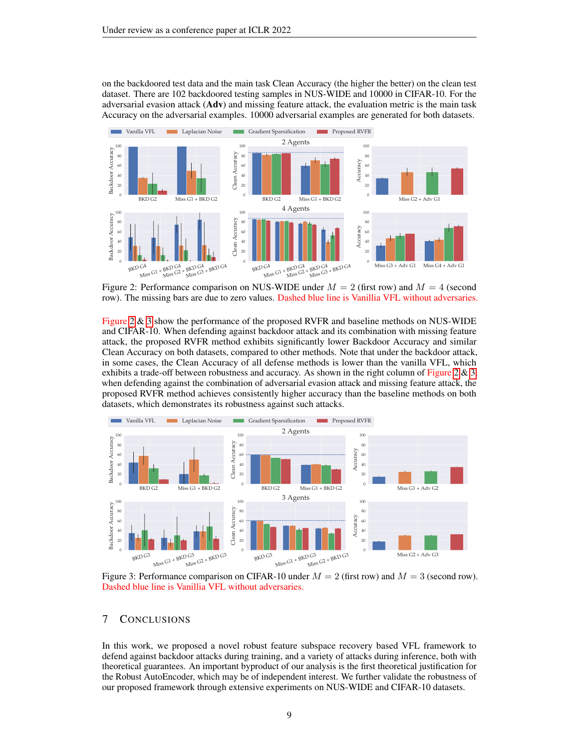on the backdoored test data and the main task Clean Accuracy (the higher the better) on the clean test dataset. There are 102 backdoored testing samples in NUS-WIDE and 10000 in CIFAR-10. For the adversarial evasion attack (**Adv**) and missing feature attack, the evaluation metric is the main task Accuracy on the adversarial examples. 10000 adversarial examples are generated for both datasets.

Figure 2: Performance comparison on NUS-WIDE under $M = 2$ (first row) and $M = 4$ (second row). The missing bars are due to zero values. Dashed blue line is Vanillia VFL without adversaries.

Figure 2 & 3 show the performance of the proposed RVFR and baseline methods on NUS-WIDE and CIFAR-10. When defending against backdoor attack and its combination with missing feature attack, the proposed RVFR method exhibits significantly lower Backdoor Accuracy and similar Clean Accuracy on both datasets, compared to other methods. Note that under the backdoor attack, in some cases, the Clean Accuracy of all defense methods is lower than the vanilla VFL, which exhibits a trade-off between robustness and accuracy. As shown in the right column of Figure 2 & 3, when defending against the combination of adversarial evasion attack and missing feature attack, the proposed RVFR method achieves consistently higher accuracy than the baseline methods on both datasets, which demonstrates its robustness against such attacks.

Figure 3: Performance comparison on CIFAR-10 under $M = 2$ (first row) and $M = 3$ (second row). Dashed blue line is Vanillia VFL without adversaries.

## 7 Conclusions

In this work, we proposed a novel robust feature subspace recovery based VFL framework to defend against backdoor attacks during training, and a variety of attacks during inference, both with theoretical guarantees. An important byproduct of our analysis is the first theoretical justification for the Robust AutoEncoder, which may be of independent interest. We further validate the robustness of our proposed framework through extensive experiments on NUS-WIDE and CIFAR-10 datasets.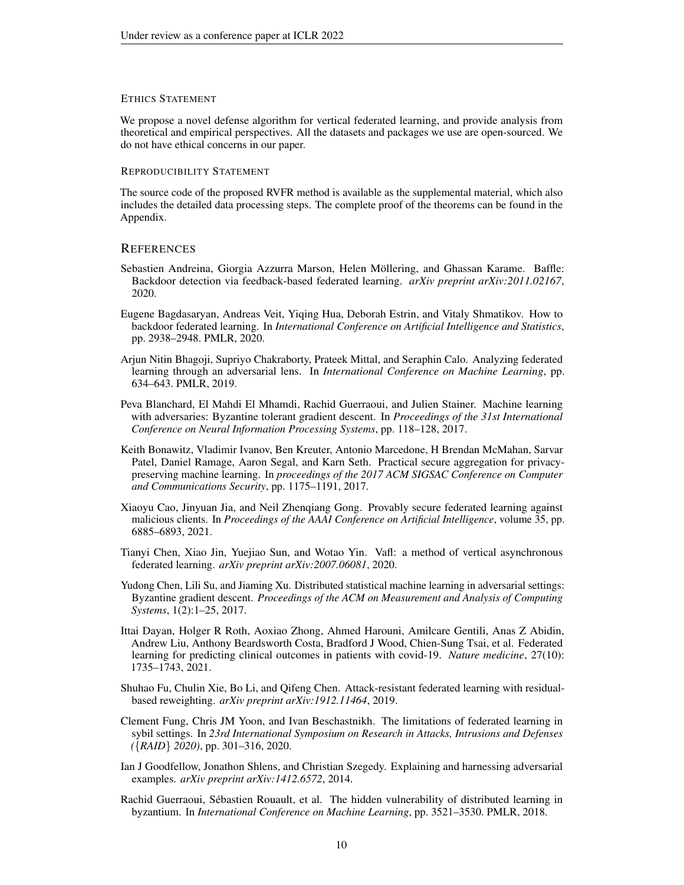#### Ethics Statement

We propose a novel defense algorithm for vertical federated learning, and provide analysis from theoretical and empirical perspectives. All the datasets and packages we use are open-sourced. We do not have ethical concerns in our paper.

#### Reproducibility Statement

The source code of the proposed RVFR method is available as the supplemental material, which also includes the detailed data processing steps. The complete proof of the theorems can be found in the Appendix.

## References

Sebastien Andreina, Giorgia Azzurra Marson, Helen Möllering, and Ghassan Karame. Baffle: Backdoor detection via feedback-based federated learning. *arXiv preprint arXiv:2011.02167*, 2020.

Eugene Bagdasaryan, Andreas Veit, Yiqing Hua, Deborah Estrin, and Vitaly Shmatikov. How to backdoor federated learning. In *International Conference on Artificial Intelligence and Statistics*, pp. 2938–2948. PMLR, 2020.

Arjun Nitin Bhagoji, Supriyo Chakraborty, Prateek Mittal, and Seraphin Calo. Analyzing federated learning through an adversarial lens. In *International Conference on Machine Learning*, pp. 634–643. PMLR, 2019.

Peva Blanchard, El Mahdi El Mhamdi, Rachid Guerraoui, and Julien Stainer. Machine learning with adversaries: Byzantine tolerant gradient descent. In *Proceedings of the 31st International Conference on Neural Information Processing Systems*, pp. 118–128, 2017.

Keith Bonawitz, Vladimir Ivanov, Ben Kreuter, Antonio Marcedone, H Brendan McMahan, Sarvar Patel, Daniel Ramage, Aaron Segal, and Karn Seth. Practical secure aggregation for privacy-preserving machine learning. In *proceedings of the 2017 ACM SIGSAC Conference on Computer and Communications Security*, pp. 1175–1191, 2017.

Xiaoyu Cao, Jinyuan Jia, and Neil Zhenqiang Gong. Provably secure federated learning against malicious clients. In *Proceedings of the AAAI Conference on Artificial Intelligence*, volume 35, pp. 6885–6893, 2021.

Tianyi Chen, Xiao Jin, Yuejiao Sun, and Wotao Yin. Vafl: a method of vertical asynchronous federated learning. *arXiv preprint arXiv:2007.06081*, 2020.

Yudong Chen, Lili Su, and Jiaming Xu. Distributed statistical machine learning in adversarial settings: Byzantine gradient descent. *Proceedings of the ACM on Measurement and Analysis of Computing Systems*, 1(2):1–25, 2017.

Ittai Dayan, Holger R Roth, Aoxiao Zhong, Ahmed Harouni, Amilcare Gentili, Anas Z Abidin, Andrew Liu, Anthony Beardsworth Costa, Bradford J Wood, Chien-Sung Tsai, et al. Federated learning for predicting clinical outcomes in patients with covid-19. *Nature medicine*, 27(10): 1735–1743, 2021.

Shuhao Fu, Chulin Xie, Bo Li, and Qifeng Chen. Attack-resistant federated learning with residual-based reweighting. *arXiv preprint arXiv:1912.11464*, 2019.

Clement Fung, Chris JM Yoon, and Ivan Beschastnikh. The limitations of federated learning in sybil settings. In *23rd International Symposium on Research in Attacks, Intrusions and Defenses ({RAID} 2020)*, pp. 301–316, 2020.

Ian J Goodfellow, Jonathon Shlens, and Christian Szegedy. Explaining and harnessing adversarial examples. *arXiv preprint arXiv:1412.6572*, 2014.

Rachid Guerraoui, Sébastien Rouault, et al. The hidden vulnerability of distributed learning in byzantium. In *International Conference on Machine Learning*, pp. 3521–3530. PMLR, 2018.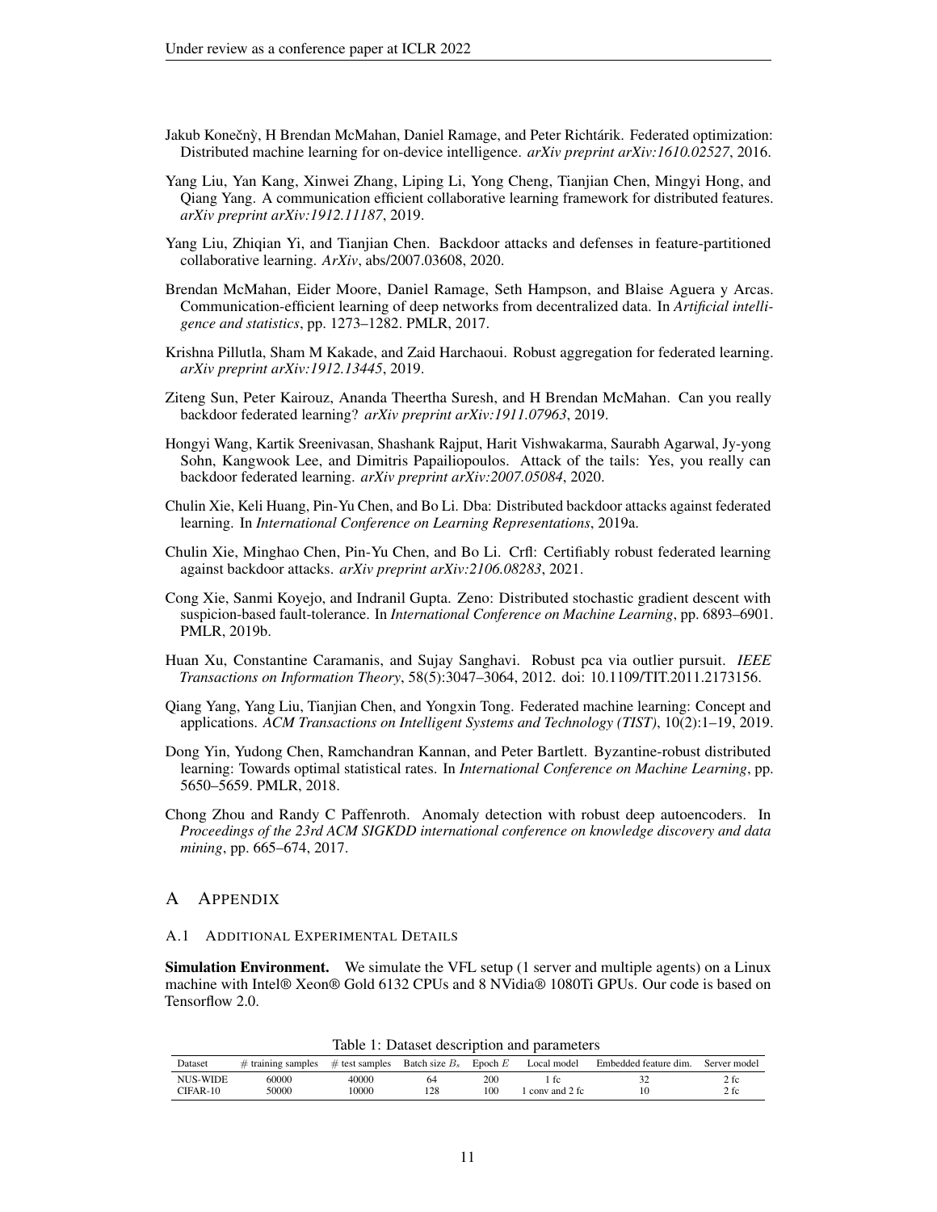Jakub Konečnỳ, H Brendan McMahan, Daniel Ramage, and Peter Richtárik. Federated optimization: Distributed machine learning for on-device intelligence. *arXiv preprint arXiv:1610.02527*, 2016.

Yang Liu, Yan Kang, Xinwei Zhang, Liping Li, Yong Cheng, Tianjian Chen, Mingyi Hong, and Qiang Yang. A communication efficient collaborative learning framework for distributed features. *arXiv preprint arXiv:1912.11187*, 2019.

Yang Liu, Zhiqian Yi, and Tianjian Chen. Backdoor attacks and defenses in feature-partitioned collaborative learning. *ArXiv*, abs/2007.03608, 2020.

Brendan McMahan, Eider Moore, Daniel Ramage, Seth Hampson, and Blaise Aguera y Arcas. Communication-efficient learning of deep networks from decentralized data. In *Artificial intelligence and statistics*, pp. 1273–1282. PMLR, 2017.

Krishna Pillutla, Sham M Kakade, and Zaid Harchaoui. Robust aggregation for federated learning. *arXiv preprint arXiv:1912.13445*, 2019.

Ziteng Sun, Peter Kairouz, Ananda Theertha Suresh, and H Brendan McMahan. Can you really backdoor federated learning? *arXiv preprint arXiv:1911.07963*, 2019.

Hongyi Wang, Kartik Sreenivasan, Shashank Rajput, Harit Vishwakarma, Saurabh Agarwal, Jy-yong Sohn, Kangwook Lee, and Dimitris Papailiopoulos. Attack of the tails: Yes, you really can backdoor federated learning. *arXiv preprint arXiv:2007.05084*, 2020.

Chulin Xie, Keli Huang, Pin-Yu Chen, and Bo Li. Dba: Distributed backdoor attacks against federated learning. In *International Conference on Learning Representations*, 2019a.

Chulin Xie, Minghao Chen, Pin-Yu Chen, and Bo Li. Crfl: Certifiably robust federated learning against backdoor attacks. *arXiv preprint arXiv:2106.08283*, 2021.

Cong Xie, Sanmi Koyejo, and Indranil Gupta. Zeno: Distributed stochastic gradient descent with suspicion-based fault-tolerance. In *International Conference on Machine Learning*, pp. 6893–6901. PMLR, 2019b.

Huan Xu, Constantine Caramanis, and Sujay Sanghavi. Robust pca via outlier pursuit. *IEEE Transactions on Information Theory*, 58(5):3047–3064, 2012. doi: 10.1109/TIT.2011.2173156.

Qiang Yang, Yang Liu, Tianjian Chen, and Yongxin Tong. Federated machine learning: Concept and applications. *ACM Transactions on Intelligent Systems and Technology (TIST)*, 10(2):1–19, 2019.

Dong Yin, Yudong Chen, Ramchandran Kannan, and Peter Bartlett. Byzantine-robust distributed learning: Towards optimal statistical rates. In *International Conference on Machine Learning*, pp. 5650–5659. PMLR, 2018.

Chong Zhou and Randy C Paffenroth. Anomaly detection with robust deep autoencoders. In *Proceedings of the 23rd ACM SIGKDD international conference on knowledge discovery and data mining*, pp. 665–674, 2017.

# A Appendix

## A.1 Additional Experimental Details

**Simulation Environment.** We simulate the VFL setup (1 server and multiple agents) on a Linux machine with Intel® Xeon® Gold 6132 CPUs and 8 NVidia® 1080Ti GPUs. Our code is based on Tensorflow 2.0.

Table 1: Dataset description and parameters

| Dataset | # training samples | # test samples | Batch size $B_s$ | Epoch $E$ | Local model | Embedded feature dim. | Server model |
|---|---|---|---|---|---|---|---|
| NUS-WIDE | 60000 | 40000 | 64 | 200 | 1 fc | 32 | 2 fc |
| CIFAR-10 | 50000 | 10000 | 128 | 100 | 1 conv and 2 fc | 10 | 2 fc |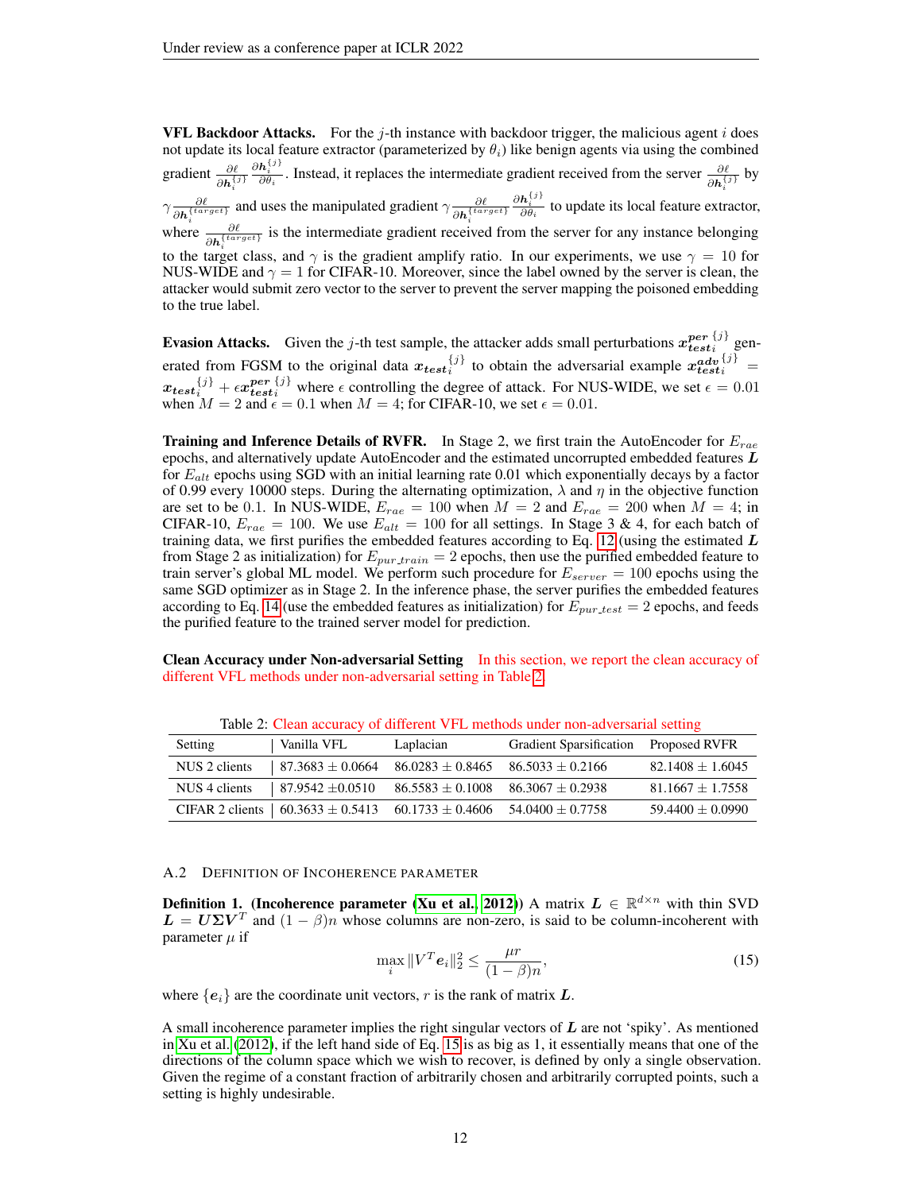**VFL Backdoor Attacks.** For the $j$-th instance with backdoor trigger, the malicious agent $i$ does not update its local feature extractor (parameterized by $\theta_i$) like benign agents via using the combined gradient $\frac{\partial \ell}{\partial \boldsymbol{h}_i^{\{j\}}} \frac{\partial \boldsymbol{h}_i^{\{j\}}}{\partial \theta_i}$. Instead, it replaces the intermediate gradient received from the server $\frac{\partial \ell}{\partial \boldsymbol{h}_i^{\{j\}}}$ by $\gamma \frac{\partial \ell}{\partial \boldsymbol{h}_i^{\{target\}}}$ and uses the manipulated gradient $\gamma \frac{\partial \ell}{\partial \boldsymbol{h}_i^{\{target\}}} \frac{\partial \boldsymbol{h}_i^{\{j\}}}{\partial \theta_i}$ to update its local feature extractor, where $\frac{\partial \ell}{\partial \boldsymbol{h}_i^{\{target\}}}$ is the intermediate gradient received from the server for any instance belonging to the target class, and $\gamma$ is the gradient amplify ratio. In our experiments, we use $\gamma = 10$ for NUS-WIDE and $\gamma = 1$ for CIFAR-10. Moreover, since the label owned by the server is clean, the attacker would submit zero vector to the server to prevent the server mapping the poisoned embedding to the true label.

**Evasion Attacks.** Given the $j$-th test sample, the attacker adds small perturbations $\boldsymbol{x_{test}}_i^{\boldsymbol{per}\,\{j\}}$ generated from FGSM to the original data $\boldsymbol{x_{test}}_i^{\{j\}}$ to obtain the adversarial example $\boldsymbol{x_{test}}_i^{\boldsymbol{adv}\,\{j\}} = \boldsymbol{x_{test}}_i^{\{j\}} + \epsilon \boldsymbol{x_{test}}_i^{\boldsymbol{per}\,\{j\}}$ where $\epsilon$ controlling the degree of attack. For NUS-WIDE, we set $\epsilon = 0.01$ when $M = 2$ and $\epsilon = 0.1$ when $M = 4$; for CIFAR-10, we set $\epsilon = 0.01$.

**Training and Inference Details of RVFR.** In Stage 2, we first train the AutoEncoder for $E_{rae}$ epochs, and alternatively update AutoEncoder and the estimated uncorrupted embedded features $\boldsymbol{L}$ for $E_{alt}$ epochs using SGD with an initial learning rate 0.01 which exponentially decays by a factor of 0.99 every 10000 steps. During the alternating optimization, $\lambda$ and $\eta$ in the objective function are set to be 0.1. In NUS-WIDE, $E_{rae} = 100$ when $M = 2$ and $E_{rae} = 200$ when $M = 4$; in CIFAR-10, $E_{rae} = 100$. We use $E_{alt} = 100$ for all settings. In Stage 3 & 4, for each batch of training data, we first purifies the embedded features according to Eq. 12 (using the estimated $\boldsymbol{L}$ from Stage 2 as initialization) for $E_{pur\_train} = 2$ epochs, then use the purified embedded feature to train server's global ML model. We perform such procedure for $E_{server} = 100$ epochs using the same SGD optimizer as in Stage 2. In the inference phase, the server purifies the embedded features according to Eq. 14 (use the embedded features as initialization) for $E_{pur\_test} = 2$ epochs, and feeds the purified feature to the trained server model for prediction.

**Clean Accuracy under Non-adversarial Setting** In this section, we report the clean accuracy of different VFL methods under non-adversarial setting in Table 2.

Table 2: Clean accuracy of different VFL methods under non-adversarial setting

| Setting | Vanilla VFL | Laplacian | Gradient Sparsification | Proposed RVFR |
|---|---|---|---|---|
| NUS 2 clients | 87.3683 ± 0.0664 | 86.0283 ± 0.8465 | 86.5033 ± 0.2166 | 82.1408 ± 1.6045 |
| NUS 4 clients | 87.9542 ±0.0510 | 86.5583 ± 0.1008 | 86.3067 ± 0.2938 | 81.1667 ± 1.7558 |
| CIFAR 2 clients | 60.3633 ± 0.5413 | 60.1733 ± 0.4606 | 54.0400 ± 0.7758 | 59.4400 ± 0.0990 |

## A.2 Definition of Incoherence parameter

**Definition 1. (Incoherence parameter (Xu et al., 2012))** A matrix $\boldsymbol{L} \in \mathbb{R}^{d \times n}$ with thin SVD $\boldsymbol{L} = \boldsymbol{U\Sigma V}^T$ and $(1 - \beta)n$ whose columns are non-zero, is said to be column-incoherent with parameter $\mu$ if

$$\max_i \|V^T \boldsymbol{e}_i\|_2^2 \leq \frac{\mu r}{(1-\beta)n}, \tag{15}$$

where $\{\boldsymbol{e}_i\}$ are the coordinate unit vectors, $r$ is the rank of matrix $\boldsymbol{L}$.

A small incoherence parameter implies the right singular vectors of $\boldsymbol{L}$ are not 'spiky'. As mentioned in Xu et al. (2012), if the left hand side of Eq. 15 is as big as 1, it essentially means that one of the directions of the column space which we wish to recover, is defined by only a single observation. Given the regime of a constant fraction of arbitrarily chosen and arbitrarily corrupted points, such a setting is highly undesirable.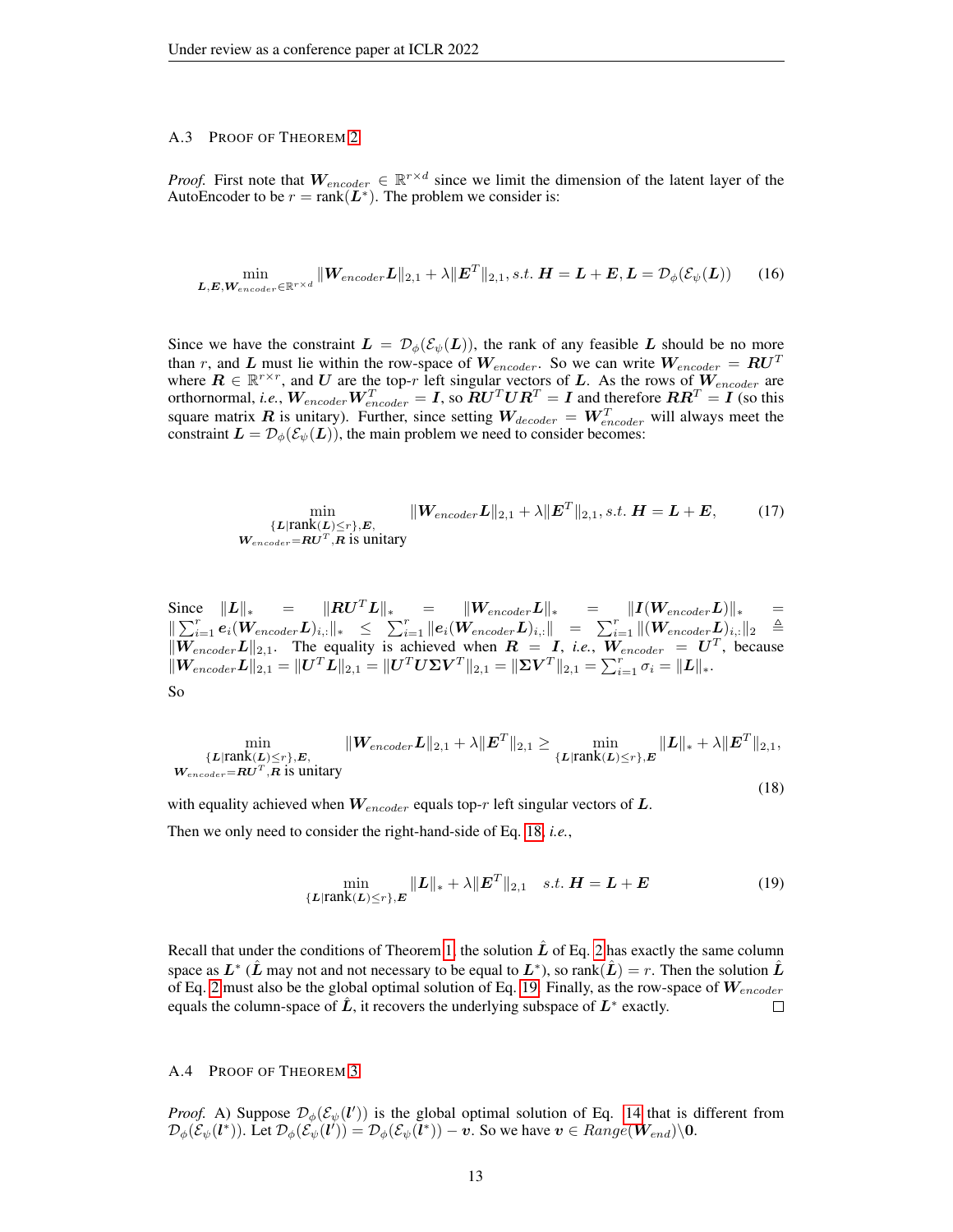### A.3 Proof of Theorem 2

*Proof.* First note that $\boldsymbol{W}_{encoder} \in \mathbb{R}^{r \times d}$ since we limit the dimension of the latent layer of the AutoEncoder to be $r = \text{rank}(\boldsymbol{L}^*)$. The problem we consider is:

$$\min_{\boldsymbol{L}, \boldsymbol{E}, \boldsymbol{W}_{encoder} \in \mathbb{R}^{r \times d}} \|\boldsymbol{W}_{encoder}\boldsymbol{L}\|_{2,1} + \lambda\|\boldsymbol{E}^T\|_{2,1}, s.t.\ \boldsymbol{H} = \boldsymbol{L} + \boldsymbol{E}, \boldsymbol{L} = \mathcal{D}_\phi(\mathcal{E}_\psi(\boldsymbol{L})) \tag{16}$$

Since we have the constraint $\boldsymbol{L} = \mathcal{D}_\phi(\mathcal{E}_\psi(\boldsymbol{L}))$, the rank of any feasible $\boldsymbol{L}$ should be no more than $r$, and $\boldsymbol{L}$ must lie within the row-space of $\boldsymbol{W}_{encoder}$. So we can write $\boldsymbol{W}_{encoder} = \boldsymbol{R}\boldsymbol{U}^T$ where $\boldsymbol{R} \in \mathbb{R}^{r \times r}$, and $\boldsymbol{U}$ are the top-$r$ left singular vectors of $\boldsymbol{L}$. As the rows of $\boldsymbol{W}_{encoder}$ are orthonormal, *i.e.*, $\boldsymbol{W}_{encoder}\boldsymbol{W}_{encoder}^T = \boldsymbol{I}$, so $\boldsymbol{R}\boldsymbol{U}^T\boldsymbol{U}\boldsymbol{R}^T = \boldsymbol{I}$ and therefore $\boldsymbol{R}\boldsymbol{R}^T = \boldsymbol{I}$ (so this square matrix $\boldsymbol{R}$ is unitary). Further, since setting $\boldsymbol{W}_{decoder} = \boldsymbol{W}_{encoder}^T$ will always meet the constraint $\boldsymbol{L} = \mathcal{D}_\phi(\mathcal{E}_\psi(\boldsymbol{L}))$, the main problem we need to consider becomes:

$$\min_{\substack{\{\boldsymbol{L} | \text{rank}(\boldsymbol{L}) \leq r\}, \boldsymbol{E}, \\ \boldsymbol{W}_{encoder} = \boldsymbol{R}\boldsymbol{U}^T, \boldsymbol{R} \text{ is unitary}}} \|\boldsymbol{W}_{encoder}\boldsymbol{L}\|_{2,1} + \lambda\|\boldsymbol{E}^T\|_{2,1}, s.t.\ \boldsymbol{H} = \boldsymbol{L} + \boldsymbol{E}, \tag{17}$$

Since $\|\boldsymbol{L}\|_* = \|\boldsymbol{R}\boldsymbol{U}^T\boldsymbol{L}\|_* = \|\boldsymbol{W}_{encoder}\boldsymbol{L}\|_* = \|\boldsymbol{I}(\boldsymbol{W}_{encoder}\boldsymbol{L})\|_* = \|\sum_{i=1}^r \boldsymbol{e}_i(\boldsymbol{W}_{encoder}\boldsymbol{L})_{i,:}\|_* \leq \sum_{i=1}^r \|\boldsymbol{e}_i(\boldsymbol{W}_{encoder}\boldsymbol{L})_{i,:}\| = \sum_{i=1}^r \|(\boldsymbol{W}_{encoder}\boldsymbol{L})_{i,:}\|_2 \triangleq \|\boldsymbol{W}_{encoder}\boldsymbol{L}\|_{2,1}$. The equality is achieved when $\boldsymbol{R} = \boldsymbol{I}$, *i.e.*, $\boldsymbol{W}_{encoder} = \boldsymbol{U}^T$, because $\|\boldsymbol{W}_{encoder}\boldsymbol{L}\|_{2,1} = \|\boldsymbol{U}^T\boldsymbol{L}\|_{2,1} = \|\boldsymbol{U}^T\boldsymbol{U}\boldsymbol{\Sigma}\boldsymbol{V}^T\|_{2,1} = \|\boldsymbol{\Sigma}\boldsymbol{V}^T\|_{2,1} = \sum_{i=1}^r \sigma_i = \|\boldsymbol{L}\|_*$.

So

$$\min_{\substack{\{\boldsymbol{L} | \text{rank}(\boldsymbol{L}) \leq r\}, \boldsymbol{E}, \\ \boldsymbol{W}_{encoder} = \boldsymbol{R}\boldsymbol{U}^T, \boldsymbol{R} \text{ is unitary}}} \|\boldsymbol{W}_{encoder}\boldsymbol{L}\|_{2,1} + \lambda\|\boldsymbol{E}^T\|_{2,1} \geq \min_{\{\boldsymbol{L} | \text{rank}(\boldsymbol{L}) \leq r\}, \boldsymbol{E}} \|\boldsymbol{L}\|_* + \lambda\|\boldsymbol{E}^T\|_{2,1}, \tag{18}$$

with equality achieved when $\boldsymbol{W}_{encoder}$ equals top-$r$ left singular vectors of $\boldsymbol{L}$.

Then we only need to consider the right-hand-side of Eq. 18, *i.e.*,

$$\min_{\{\boldsymbol{L} | \text{rank}(\boldsymbol{L}) \leq r\}, \boldsymbol{E}} \|\boldsymbol{L}\|_* + \lambda\|\boldsymbol{E}^T\|_{2,1} \quad s.t.\ \boldsymbol{H} = \boldsymbol{L} + \boldsymbol{E} \tag{19}$$

Recall that under the conditions of Theorem 1, the solution $\hat{\boldsymbol{L}}$ of Eq. 2 has exactly the same column space as $\boldsymbol{L}^*$ ($\hat{\boldsymbol{L}}$ may not and not necessary to be equal to $\boldsymbol{L}^*$), so rank$(\hat{\boldsymbol{L}}) = r$. Then the solution $\hat{\boldsymbol{L}}$ of Eq. 2 must also be the global optimal solution of Eq. 19. Finally, as the row-space of $\boldsymbol{W}_{encoder}$ equals the column-space of $\hat{\boldsymbol{L}}$, it recovers the underlying subspace of $\boldsymbol{L}^*$ exactly. $\square$

### A.4 Proof of Theorem 3

*Proof.* A) Suppose $\mathcal{D}_\phi(\mathcal{E}_\psi(\boldsymbol{l}'))$ is the global optimal solution of Eq. 14 that is different from $\mathcal{D}_\phi(\mathcal{E}_\psi(\boldsymbol{l}^*))$. Let $\mathcal{D}_\phi(\mathcal{E}_\psi(\boldsymbol{l}')) = \mathcal{D}_\phi(\mathcal{E}_\psi(\boldsymbol{l}^*)) - \boldsymbol{v}$. So we have $\boldsymbol{v} \in Range(\boldsymbol{W}_{end}) \backslash \boldsymbol{0}$.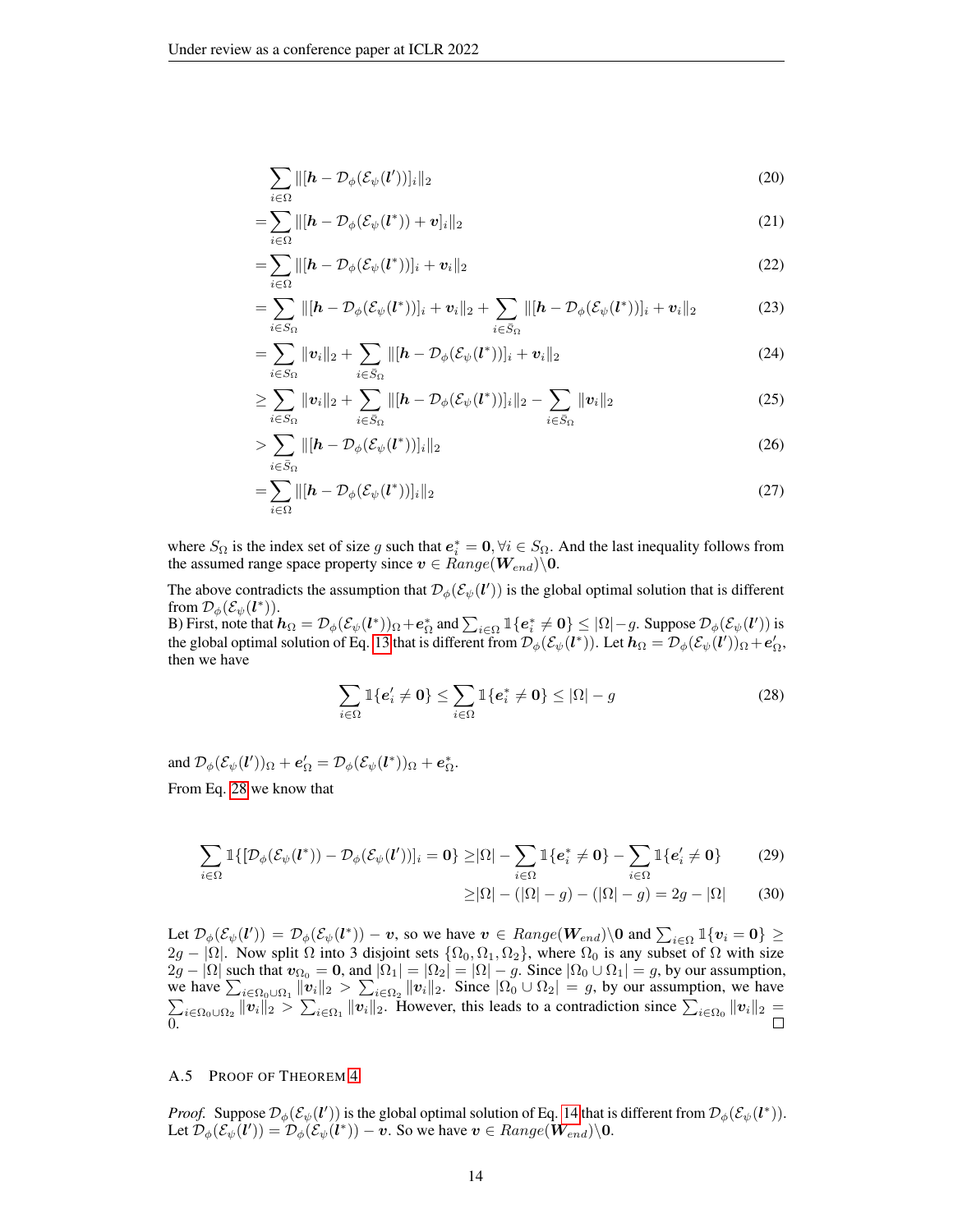$$\sum_{i\in\Omega} \|[\boldsymbol{h} - \mathcal{D}_\phi(\mathcal{E}_\psi(\boldsymbol{l}'))]_i\|_2 \tag{20}$$

$$= \sum_{i\in\Omega} \|[\boldsymbol{h} - \mathcal{D}_\phi(\mathcal{E}_\psi(\boldsymbol{l}^*)) + \boldsymbol{v}]_i\|_2 \tag{21}$$

$$= \sum_{i\in\Omega} \|[\boldsymbol{h} - \mathcal{D}_\phi(\mathcal{E}_\psi(\boldsymbol{l}^*))]_i + \boldsymbol{v}_i\|_2 \tag{22}$$

$$= \sum_{i\in S_\Omega} \|[\boldsymbol{h} - \mathcal{D}_\phi(\mathcal{E}_\psi(\boldsymbol{l}^*))]_i + \boldsymbol{v}_i\|_2 + \sum_{i\in \bar{S}_\Omega} \|[\boldsymbol{h} - \mathcal{D}_\phi(\mathcal{E}_\psi(\boldsymbol{l}^*))]_i + \boldsymbol{v}_i\|_2 \tag{23}$$

$$= \sum_{i\in S_\Omega} \|\boldsymbol{v}_i\|_2 + \sum_{i\in \bar{S}_\Omega} \|[\boldsymbol{h} - \mathcal{D}_\phi(\mathcal{E}_\psi(\boldsymbol{l}^*))]_i + \boldsymbol{v}_i\|_2 \tag{24}$$

$$\geq \sum_{i\in S_\Omega} \|\boldsymbol{v}_i\|_2 + \sum_{i\in \bar{S}_\Omega} \|[\boldsymbol{h} - \mathcal{D}_\phi(\mathcal{E}_\psi(\boldsymbol{l}^*))]_i\|_2 - \sum_{i\in \bar{S}_\Omega} \|\boldsymbol{v}_i\|_2 \tag{25}$$

$$> \sum_{i\in \bar{S}_\Omega} \|[\boldsymbol{h} - \mathcal{D}_\phi(\mathcal{E}_\psi(\boldsymbol{l}^*))]_i\|_2 \tag{26}$$

$$= \sum_{i\in\Omega} \|[\boldsymbol{h} - \mathcal{D}_\phi(\mathcal{E}_\psi(\boldsymbol{l}^*))]_i\|_2 \tag{27}$$

where $S_\Omega$ is the index set of size $g$ such that $\boldsymbol{e}^*_i = \boldsymbol{0}, \forall i \in S_\Omega$. And the last inequality follows from the assumed range space property since $\boldsymbol{v} \in Range(\boldsymbol{W}_{end})\backslash\boldsymbol{0}$.

The above contradicts the assumption that $\mathcal{D}_\phi(\mathcal{E}_\psi(\boldsymbol{l}'))$ is the global optimal solution that is different from $\mathcal{D}_\phi(\mathcal{E}_\psi(\boldsymbol{l}^*))$.

B) First, note that $\boldsymbol{h}_\Omega = \mathcal{D}_\phi(\mathcal{E}_\psi(\boldsymbol{l}^*))_\Omega + \boldsymbol{e}^*_\Omega$ and $\sum_{i\in\Omega} \mathbb{1}\{\boldsymbol{e}^*_i \neq \boldsymbol{0}\} \leq |\Omega| - g$. Suppose $\mathcal{D}_\phi(\mathcal{E}_\psi(\boldsymbol{l}'))$ is the global optimal solution of Eq. 13 that is different from $\mathcal{D}_\phi(\mathcal{E}_\psi(\boldsymbol{l}^*))$. Let $\boldsymbol{h}_\Omega = \mathcal{D}_\phi(\mathcal{E}_\psi(\boldsymbol{l}'))_\Omega + \boldsymbol{e}'_\Omega$, then we have

$$\sum_{i\in\Omega} \mathbb{1}\{\boldsymbol{e}'_i \neq \boldsymbol{0}\} \leq \sum_{i\in\Omega} \mathbb{1}\{\boldsymbol{e}^*_i \neq \boldsymbol{0}\} \leq |\Omega| - g \tag{28}$$

and $\mathcal{D}_\phi(\mathcal{E}_\psi(\boldsymbol{l}'))_\Omega + \boldsymbol{e}'_\Omega = \mathcal{D}_\phi(\mathcal{E}_\psi(\boldsymbol{l}^*))_\Omega + \boldsymbol{e}^*_\Omega$.

From Eq. 28 we know that

$$\sum_{i\in\Omega} \mathbb{1}\{[\mathcal{D}_\phi(\mathcal{E}_\psi(\boldsymbol{l}^*)) - \mathcal{D}_\phi(\mathcal{E}_\psi(\boldsymbol{l}'))]_i = \boldsymbol{0}\} \geq |\Omega| - \sum_{i\in\Omega} \mathbb{1}\{\boldsymbol{e}^*_i \neq \boldsymbol{0}\} - \sum_{i\in\Omega} \mathbb{1}\{\boldsymbol{e}'_i \neq \boldsymbol{0}\} \tag{29}$$

$$\geq |\Omega| - (|\Omega| - g) - (|\Omega| - g) = 2g - |\Omega| \tag{30}$$

Let $\mathcal{D}_\phi(\mathcal{E}_\psi(\boldsymbol{l}')) = \mathcal{D}_\phi(\mathcal{E}_\psi(\boldsymbol{l}^*)) - \boldsymbol{v}$, so we have $\boldsymbol{v} \in Range(\boldsymbol{W}_{end})\backslash\boldsymbol{0}$ and $\sum_{i\in\Omega} \mathbb{1}\{\boldsymbol{v}_i = \boldsymbol{0}\} \geq 2g - |\Omega|$. Now split $\Omega$ into 3 disjoint sets $\{\Omega_0, \Omega_1, \Omega_2\}$, where $\Omega_0$ is any subset of $\Omega$ with size $2g - |\Omega|$ such that $\boldsymbol{v}_{\Omega_0} = \boldsymbol{0}$, and $|\Omega_1| = |\Omega_2| = |\Omega| - g$. Since $|\Omega_0 \cup \Omega_1| = g$, by our assumption, we have $\sum_{i\in\Omega_0\cup\Omega_1} \|\boldsymbol{v}_i\|_2 > \sum_{i\in\Omega_2} \|\boldsymbol{v}_i\|_2$. Since $|\Omega_0 \cup \Omega_2| = g$, by our assumption, we have $\sum_{i\in\Omega_0\cup\Omega_2} \|\boldsymbol{v}_i\|_2 > \sum_{i\in\Omega_1} \|\boldsymbol{v}_i\|_2$. However, this leads to a contradiction since $\sum_{i\in\Omega_0} \|\boldsymbol{v}_i\|_2 = 0$. □

### A.5 Proof of Theorem 4

*Proof.* Suppose $\mathcal{D}_\phi(\mathcal{E}_\psi(\boldsymbol{l}'))$ is the global optimal solution of Eq. 14 that is different from $\mathcal{D}_\phi(\mathcal{E}_\psi(\boldsymbol{l}^*))$. Let $\mathcal{D}_\phi(\mathcal{E}_\psi(\boldsymbol{l}')) = \mathcal{D}_\phi(\mathcal{E}_\psi(\boldsymbol{l}^*)) - \boldsymbol{v}$. So we have $\boldsymbol{v} \in Range(\boldsymbol{W}_{end})\backslash\boldsymbol{0}$.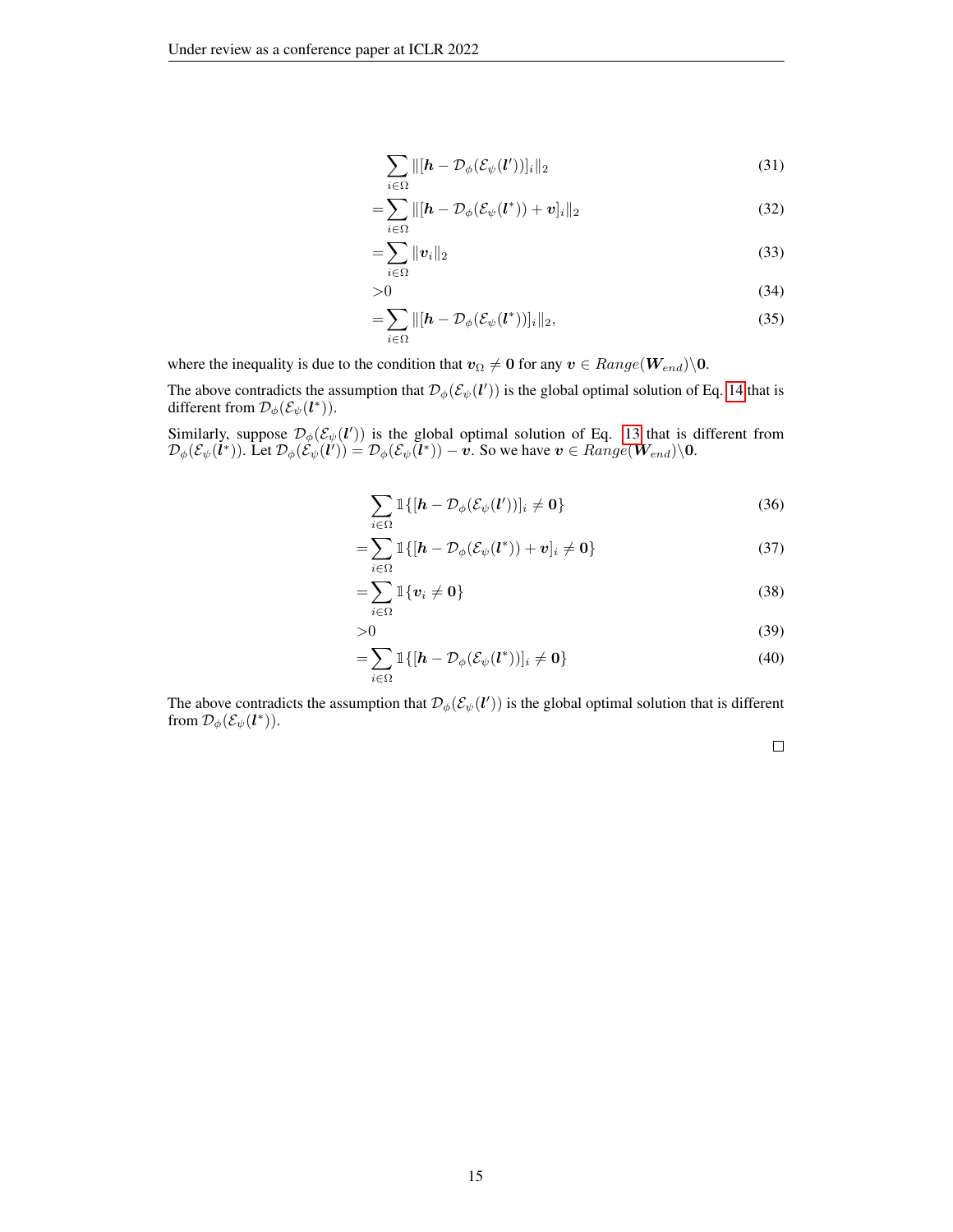$$
\begin{aligned}
&\sum_{i\in\Omega} \|[\boldsymbol{h} - \mathcal{D}_\phi(\mathcal{E}_\psi(\boldsymbol{l}'))]_i\|_2 && (31)\\
=&\sum_{i\in\Omega} \|[\boldsymbol{h} - \mathcal{D}_\phi(\mathcal{E}_\psi(\boldsymbol{l}^*)) + \boldsymbol{v}]_i\|_2 && (32)\\
=&\sum_{i\in\Omega} \|\boldsymbol{v}_i\|_2 && (33)\\
>&0 && (34)\\
=&\sum_{i\in\Omega} \|[\boldsymbol{h} - \mathcal{D}_\phi(\mathcal{E}_\psi(\boldsymbol{l}^*))]_i\|_2, && (35)
\end{aligned}
$$

where the inequality is due to the condition that $\boldsymbol{v}_\Omega \neq \boldsymbol{0}$ for any $\boldsymbol{v} \in Range(\boldsymbol{W}_{end})\backslash\boldsymbol{0}$.

The above contradicts the assumption that $\mathcal{D}_\phi(\mathcal{E}_\psi(\boldsymbol{l}'))$ is the global optimal solution of Eq. 14 that is different from $\mathcal{D}_\phi(\mathcal{E}_\psi(\boldsymbol{l}^*))$.

Similarly, suppose $\mathcal{D}_\phi(\mathcal{E}_\psi(\boldsymbol{l}'))$ is the global optimal solution of Eq. 13 that is different from $\mathcal{D}_\phi(\mathcal{E}_\psi(\boldsymbol{l}^*))$. Let $\mathcal{D}_\phi(\mathcal{E}_\psi(\boldsymbol{l}')) = \mathcal{D}_\phi(\mathcal{E}_\psi(\boldsymbol{l}^*)) - \boldsymbol{v}$. So we have $\boldsymbol{v} \in Range(\boldsymbol{W}_{end})\backslash\boldsymbol{0}$.

$$
\begin{aligned}
&\sum_{i\in\Omega} \mathbb{1}\{[\boldsymbol{h} - \mathcal{D}_\phi(\mathcal{E}_\psi(\boldsymbol{l}'))]_i \neq \boldsymbol{0}\} && (36)\\
=&\sum_{i\in\Omega} \mathbb{1}\{[\boldsymbol{h} - \mathcal{D}_\phi(\mathcal{E}_\psi(\boldsymbol{l}^*)) + \boldsymbol{v}]_i \neq \boldsymbol{0}\} && (37)\\
=&\sum_{i\in\Omega} \mathbb{1}\{\boldsymbol{v}_i \neq \boldsymbol{0}\} && (38)\\
>&0 && (39)\\
=&\sum_{i\in\Omega} \mathbb{1}\{[\boldsymbol{h} - \mathcal{D}_\phi(\mathcal{E}_\psi(\boldsymbol{l}^*))]_i \neq \boldsymbol{0}\} && (40)
\end{aligned}
$$

The above contradicts the assumption that $\mathcal{D}_\phi(\mathcal{E}_\psi(\boldsymbol{l}'))$ is the global optimal solution that is different from $\mathcal{D}_\phi(\mathcal{E}_\psi(\boldsymbol{l}^*))$.

□